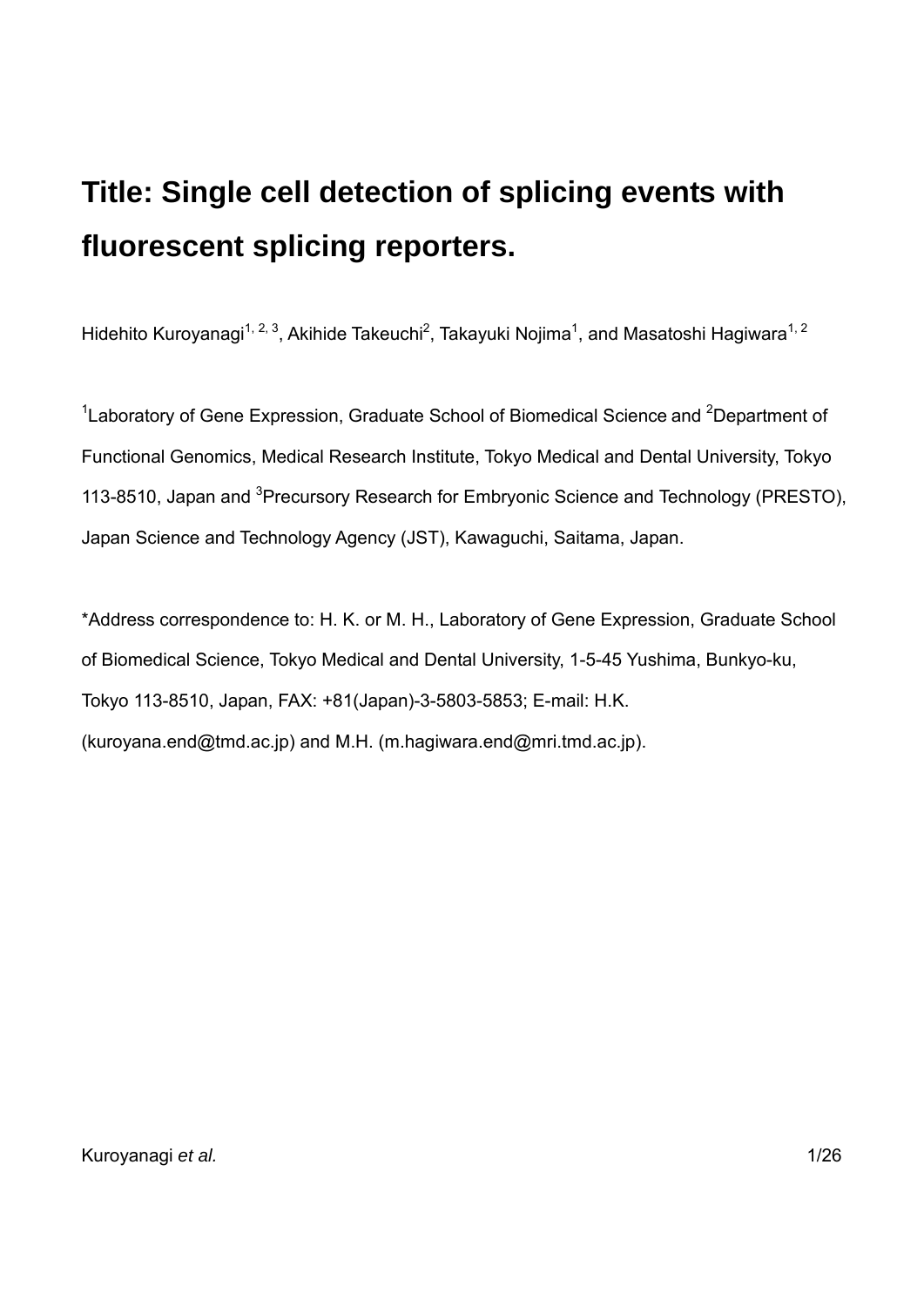# Title: Single cell detection of splicing events with fluorescent splicing reporters.

Hidehito Kuroyanagi[1, 2, 3], Akihide Takeuchi[2], Takayuki Nojima[1], and Masatoshi Hagiwara[1, 2]

[1]Laboratory of Gene Expression, Graduate School of Biomedical Science and [2]Department of Functional Genomics, Medical Research Institute, Tokyo Medical and Dental University, Tokyo 113-8510, Japan and [3]Precursory Research for Embryonic Science and Technology (PRESTO), Japan Science and Technology Agency (JST), Kawaguchi, Saitama, Japan.

*Address correspondence to: H. K. or M. H., Laboratory of Gene Expression, Graduate School of Biomedical Science, Tokyo Medical and Dental University, 1-5-45 Yushima, Bunkyo-ku, Tokyo 113-8510, Japan, FAX: +81(Japan)-3-5803-5853; E-mail: H.K. (kuroyana.end@tmd.ac.jp) and M.H. (m.hagiwara.end@mri.tmd.ac.jp).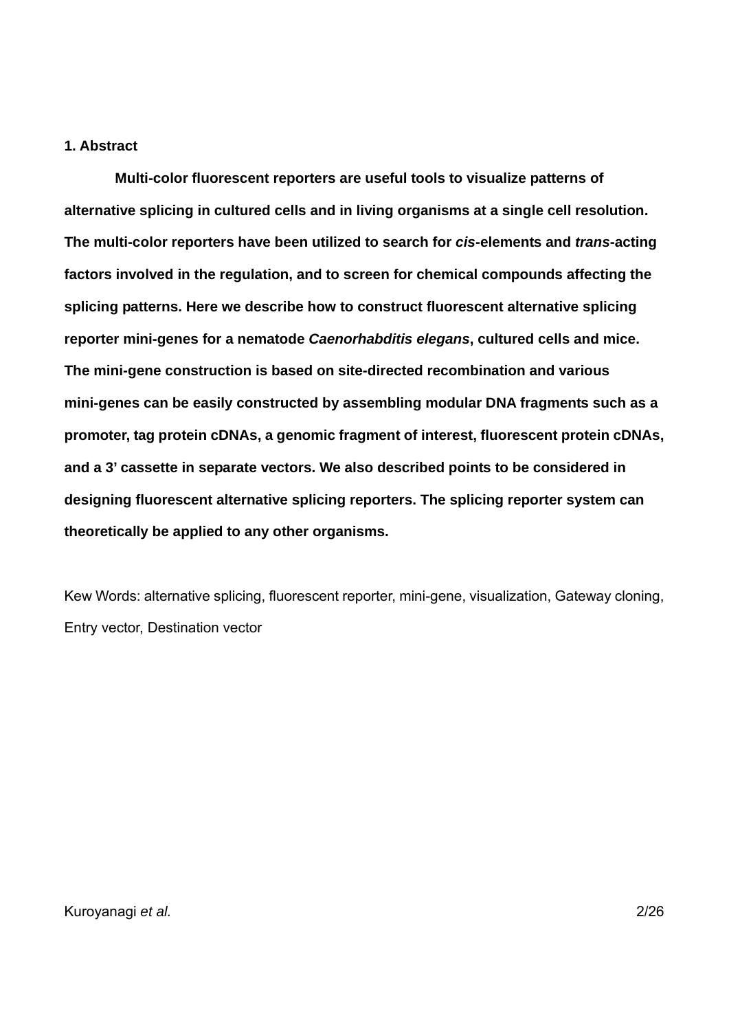## 1. Abstract

**Multi-color fluorescent reporters are useful tools to visualize patterns of alternative splicing in cultured cells and in living organisms at a single cell resolution. The multi-color reporters have been utilized to search for *cis*-elements and *trans*-acting factors involved in the regulation, and to screen for chemical compounds affecting the splicing patterns. Here we describe how to construct fluorescent alternative splicing reporter mini-genes for a nematode *Caenorhabditis elegans*, cultured cells and mice. The mini-gene construction is based on site-directed recombination and various mini-genes can be easily constructed by assembling modular DNA fragments such as a promoter, tag protein cDNAs, a genomic fragment of interest, fluorescent protein cDNAs, and a 3' cassette in separate vectors. We also described points to be considered in designing fluorescent alternative splicing reporters. The splicing reporter system can theoretically be applied to any other organisms.**

Kew Words: alternative splicing, fluorescent reporter, mini-gene, visualization, Gateway cloning, Entry vector, Destination vector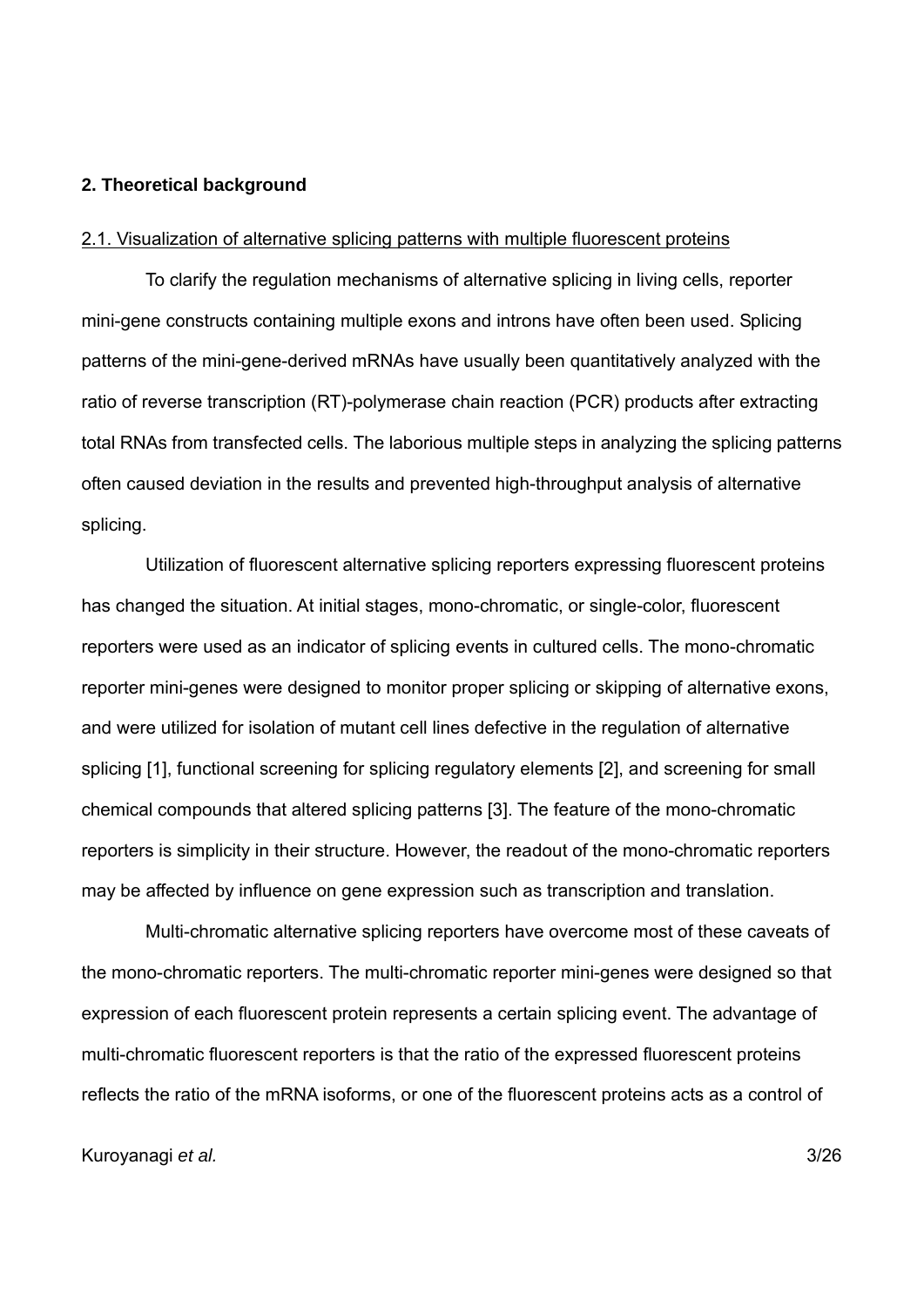## 2. Theoretical background

### 2.1. Visualization of alternative splicing patterns with multiple fluorescent proteins

To clarify the regulation mechanisms of alternative splicing in living cells, reporter mini-gene constructs containing multiple exons and introns have often been used. Splicing patterns of the mini-gene-derived mRNAs have usually been quantitatively analyzed with the ratio of reverse transcription (RT)-polymerase chain reaction (PCR) products after extracting total RNAs from transfected cells. The laborious multiple steps in analyzing the splicing patterns often caused deviation in the results and prevented high-throughput analysis of alternative splicing.

Utilization of fluorescent alternative splicing reporters expressing fluorescent proteins has changed the situation. At initial stages, mono-chromatic, or single-color, fluorescent reporters were used as an indicator of splicing events in cultured cells. The mono-chromatic reporter mini-genes were designed to monitor proper splicing or skipping of alternative exons, and were utilized for isolation of mutant cell lines defective in the regulation of alternative splicing [1], functional screening for splicing regulatory elements [2], and screening for small chemical compounds that altered splicing patterns [3]. The feature of the mono-chromatic reporters is simplicity in their structure. However, the readout of the mono-chromatic reporters may be affected by influence on gene expression such as transcription and translation.

Multi-chromatic alternative splicing reporters have overcome most of these caveats of the mono-chromatic reporters. The multi-chromatic reporter mini-genes were designed so that expression of each fluorescent protein represents a certain splicing event. The advantage of multi-chromatic fluorescent reporters is that the ratio of the expressed fluorescent proteins reflects the ratio of the mRNA isoforms, or one of the fluorescent proteins acts as a control of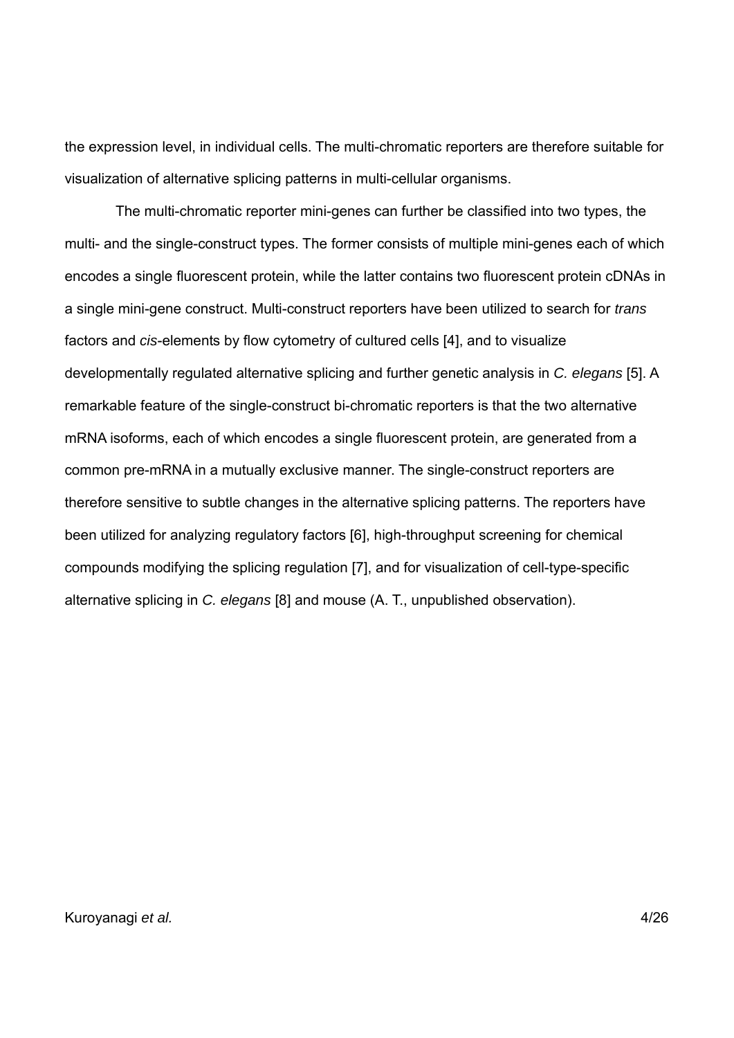the expression level, in individual cells. The multi-chromatic reporters are therefore suitable for visualization of alternative splicing patterns in multi-cellular organisms.

The multi-chromatic reporter mini-genes can further be classified into two types, the multi- and the single-construct types. The former consists of multiple mini-genes each of which encodes a single fluorescent protein, while the latter contains two fluorescent protein cDNAs in a single mini-gene construct. Multi-construct reporters have been utilized to search for *trans* factors and *cis*-elements by flow cytometry of cultured cells [4], and to visualize developmentally regulated alternative splicing and further genetic analysis in *C. elegans* [5]. A remarkable feature of the single-construct bi-chromatic reporters is that the two alternative mRNA isoforms, each of which encodes a single fluorescent protein, are generated from a common pre-mRNA in a mutually exclusive manner. The single-construct reporters are therefore sensitive to subtle changes in the alternative splicing patterns. The reporters have been utilized for analyzing regulatory factors [6], high-throughput screening for chemical compounds modifying the splicing regulation [7], and for visualization of cell-type-specific alternative splicing in *C. elegans* [8] and mouse (A. T., unpublished observation).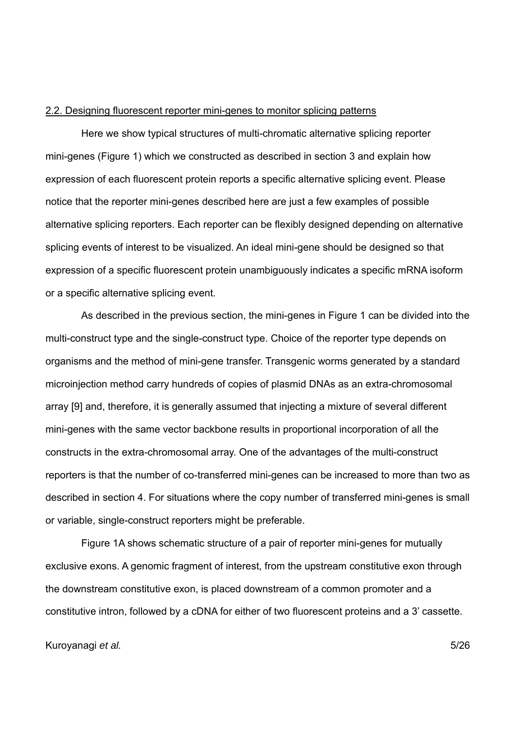## 2.2. Designing fluorescent reporter mini-genes to monitor splicing patterns

Here we show typical structures of multi-chromatic alternative splicing reporter mini-genes (Figure 1) which we constructed as described in section 3 and explain how expression of each fluorescent protein reports a specific alternative splicing event. Please notice that the reporter mini-genes described here are just a few examples of possible alternative splicing reporters. Each reporter can be flexibly designed depending on alternative splicing events of interest to be visualized. An ideal mini-gene should be designed so that expression of a specific fluorescent protein unambiguously indicates a specific mRNA isoform or a specific alternative splicing event.

As described in the previous section, the mini-genes in Figure 1 can be divided into the multi-construct type and the single-construct type. Choice of the reporter type depends on organisms and the method of mini-gene transfer. Transgenic worms generated by a standard microinjection method carry hundreds of copies of plasmid DNAs as an extra-chromosomal array [9] and, therefore, it is generally assumed that injecting a mixture of several different mini-genes with the same vector backbone results in proportional incorporation of all the constructs in the extra-chromosomal array. One of the advantages of the multi-construct reporters is that the number of co-transferred mini-genes can be increased to more than two as described in section 4. For situations where the copy number of transferred mini-genes is small or variable, single-construct reporters might be preferable.

Figure 1A shows schematic structure of a pair of reporter mini-genes for mutually exclusive exons. A genomic fragment of interest, from the upstream constitutive exon through the downstream constitutive exon, is placed downstream of a common promoter and a constitutive intron, followed by a cDNA for either of two fluorescent proteins and a 3' cassette.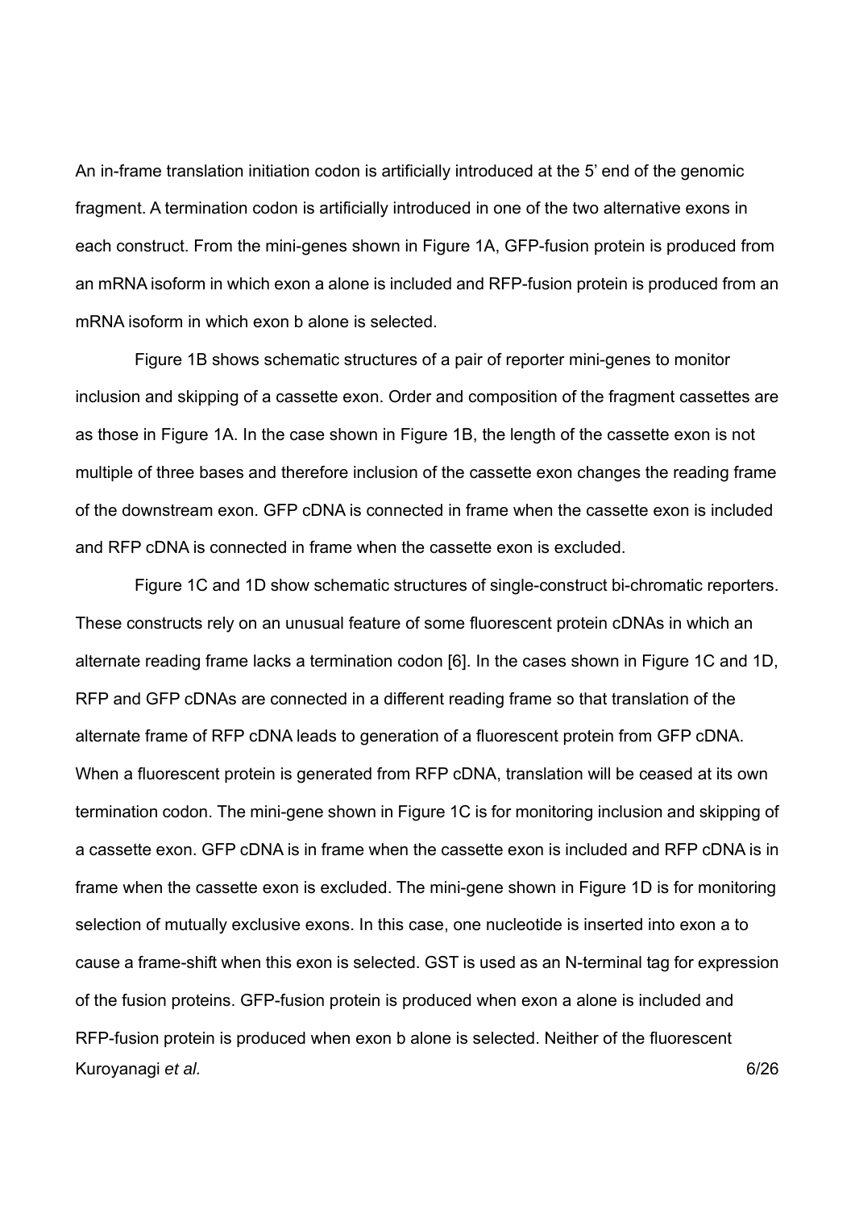An in-frame translation initiation codon is artificially introduced at the 5' end of the genomic fragment. A termination codon is artificially introduced in one of the two alternative exons in each construct. From the mini-genes shown in Figure 1A, GFP-fusion protein is produced from an mRNA isoform in which exon a alone is included and RFP-fusion protein is produced from an mRNA isoform in which exon b alone is selected.

Figure 1B shows schematic structures of a pair of reporter mini-genes to monitor inclusion and skipping of a cassette exon. Order and composition of the fragment cassettes are as those in Figure 1A. In the case shown in Figure 1B, the length of the cassette exon is not multiple of three bases and therefore inclusion of the cassette exon changes the reading frame of the downstream exon. GFP cDNA is connected in frame when the cassette exon is included and RFP cDNA is connected in frame when the cassette exon is excluded.

Figure 1C and 1D show schematic structures of single-construct bi-chromatic reporters. These constructs rely on an unusual feature of some fluorescent protein cDNAs in which an alternate reading frame lacks a termination codon [6]. In the cases shown in Figure 1C and 1D, RFP and GFP cDNAs are connected in a different reading frame so that translation of the alternate frame of RFP cDNA leads to generation of a fluorescent protein from GFP cDNA. When a fluorescent protein is generated from RFP cDNA, translation will be ceased at its own termination codon. The mini-gene shown in Figure 1C is for monitoring inclusion and skipping of a cassette exon. GFP cDNA is in frame when the cassette exon is included and RFP cDNA is in frame when the cassette exon is excluded. The mini-gene shown in Figure 1D is for monitoring selection of mutually exclusive exons. In this case, one nucleotide is inserted into exon a to cause a frame-shift when this exon is selected. GST is used as an N-terminal tag for expression of the fusion proteins. GFP-fusion protein is produced when exon a alone is included and RFP-fusion protein is produced when exon b alone is selected. Neither of the fluorescent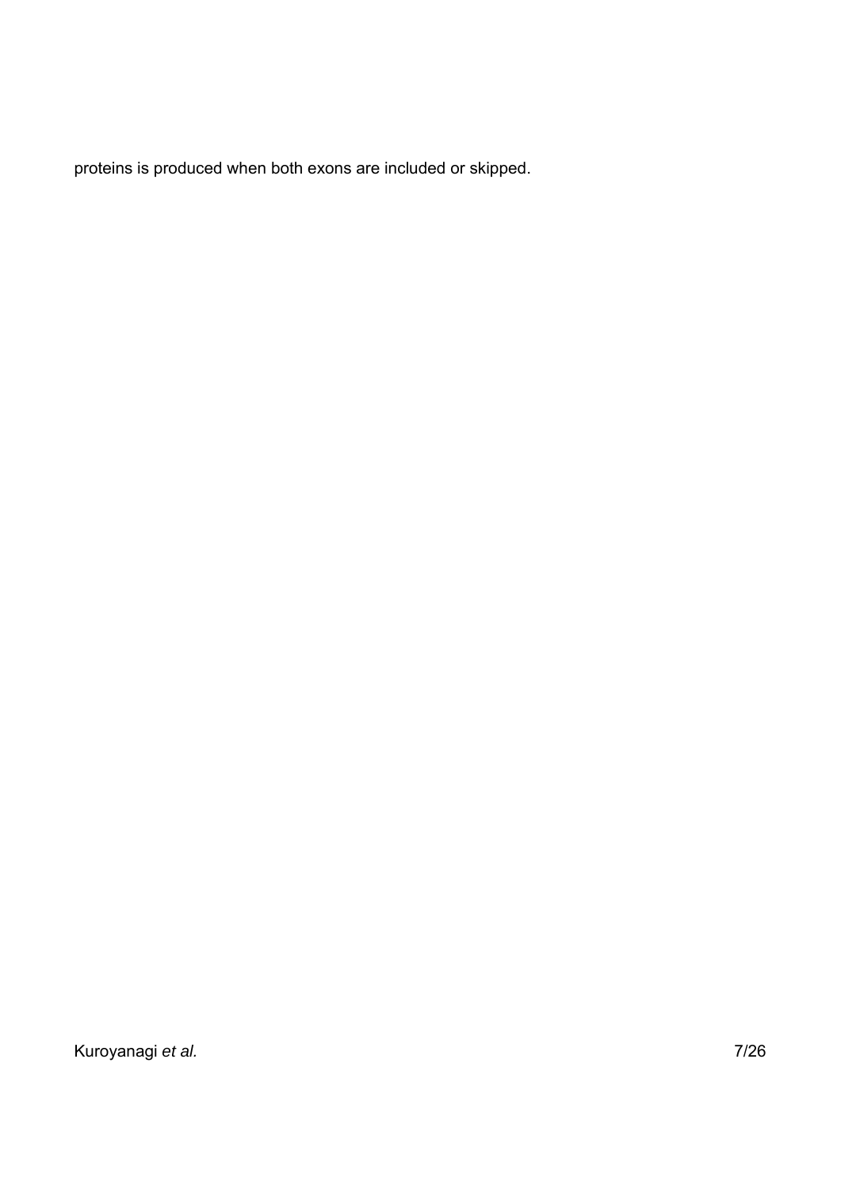proteins is produced when both exons are included or skipped.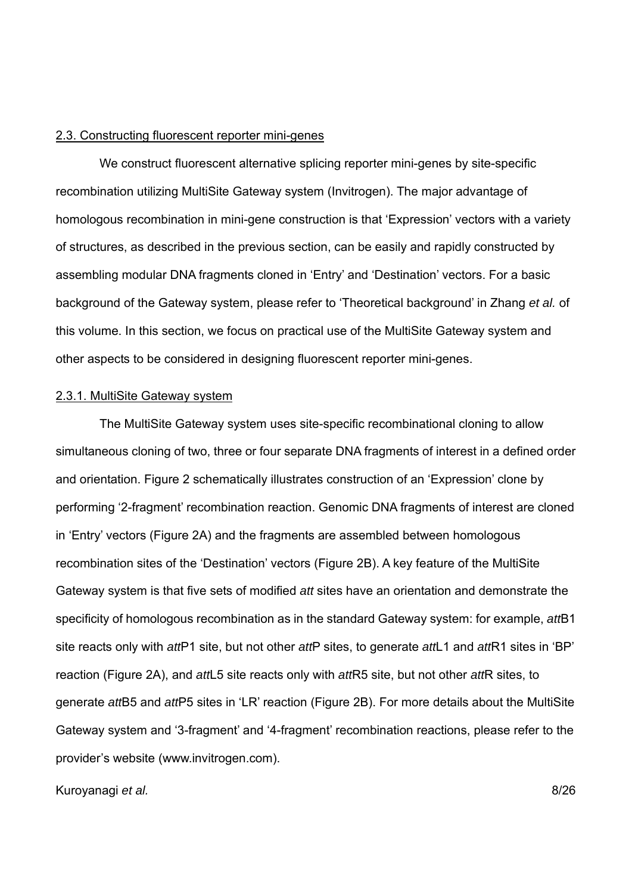## 2.3. Constructing fluorescent reporter mini-genes

We construct fluorescent alternative splicing reporter mini-genes by site-specific recombination utilizing MultiSite Gateway system (Invitrogen). The major advantage of homologous recombination in mini-gene construction is that 'Expression' vectors with a variety of structures, as described in the previous section, can be easily and rapidly constructed by assembling modular DNA fragments cloned in 'Entry' and 'Destination' vectors. For a basic background of the Gateway system, please refer to 'Theoretical background' in Zhang *et al.* of this volume. In this section, we focus on practical use of the MultiSite Gateway system and other aspects to be considered in designing fluorescent reporter mini-genes.

### 2.3.1. MultiSite Gateway system

The MultiSite Gateway system uses site-specific recombinational cloning to allow simultaneous cloning of two, three or four separate DNA fragments of interest in a defined order and orientation. Figure 2 schematically illustrates construction of an 'Expression' clone by performing '2-fragment' recombination reaction. Genomic DNA fragments of interest are cloned in 'Entry' vectors (Figure 2A) and the fragments are assembled between homologous recombination sites of the 'Destination' vectors (Figure 2B). A key feature of the MultiSite Gateway system is that five sets of modified *att* sites have an orientation and demonstrate the specificity of homologous recombination as in the standard Gateway system: for example, *att*B1 site reacts only with *att*P1 site, but not other *att*P sites, to generate *att*L1 and *att*R1 sites in 'BP' reaction (Figure 2A), and *att*L5 site reacts only with *att*R5 site, but not other *att*R sites, to generate *att*B5 and *att*P5 sites in 'LR' reaction (Figure 2B). For more details about the MultiSite Gateway system and '3-fragment' and '4-fragment' recombination reactions, please refer to the provider's website (www.invitrogen.com).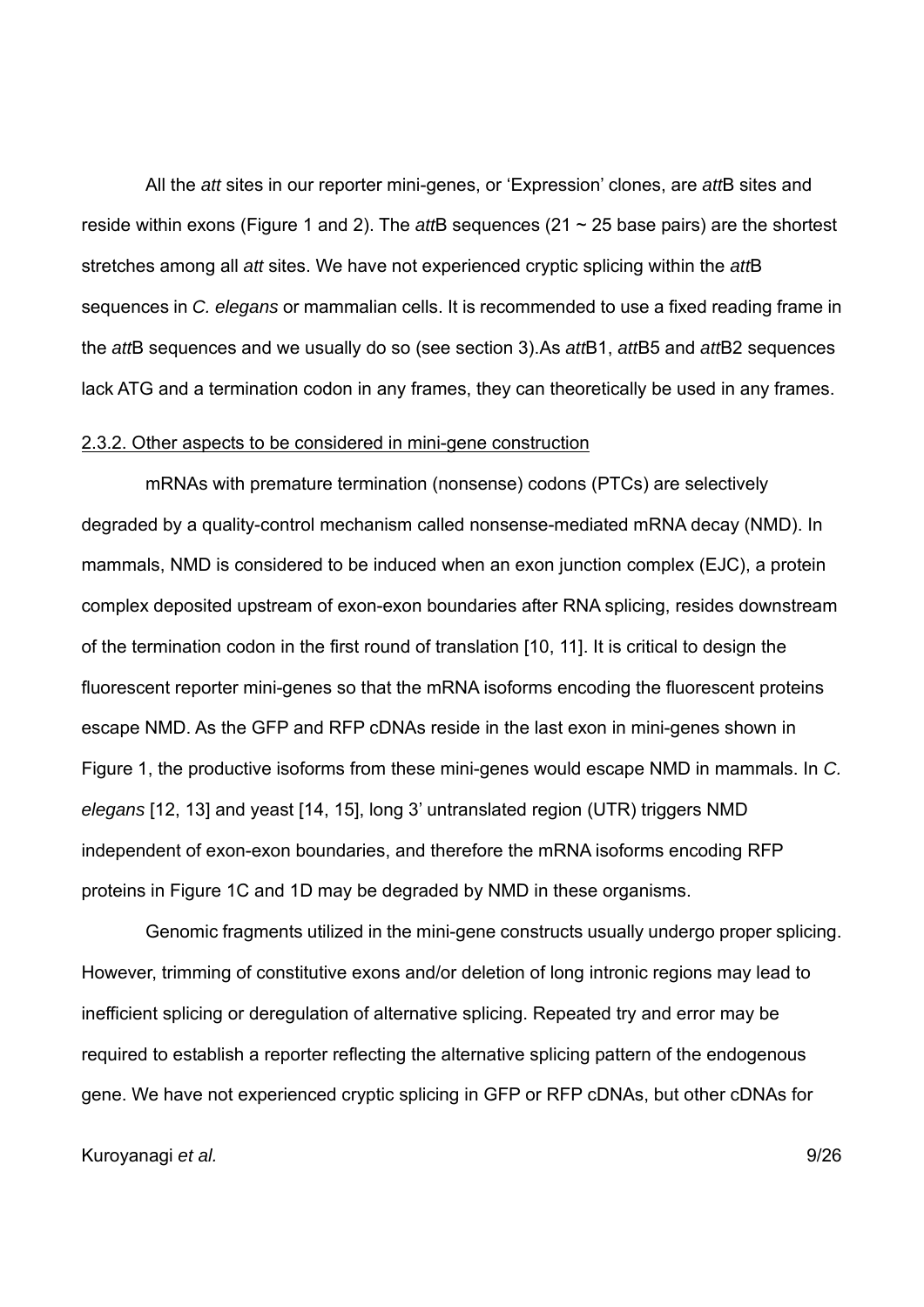All the *att* sites in our reporter mini-genes, or 'Expression' clones, are *att*B sites and reside within exons (Figure 1 and 2). The *att*B sequences (21 ~ 25 base pairs) are the shortest stretches among all *att* sites. We have not experienced cryptic splicing within the *att*B sequences in *C. elegans* or mammalian cells. It is recommended to use a fixed reading frame in the *att*B sequences and we usually do so (see section 3).As *att*B1, *att*B5 and *att*B2 sequences lack ATG and a termination codon in any frames, they can theoretically be used in any frames.

### 2.3.2. Other aspects to be considered in mini-gene construction

mRNAs with premature termination (nonsense) codons (PTCs) are selectively degraded by a quality-control mechanism called nonsense-mediated mRNA decay (NMD). In mammals, NMD is considered to be induced when an exon junction complex (EJC), a protein complex deposited upstream of exon-exon boundaries after RNA splicing, resides downstream of the termination codon in the first round of translation [10, 11]. It is critical to design the fluorescent reporter mini-genes so that the mRNA isoforms encoding the fluorescent proteins escape NMD. As the GFP and RFP cDNAs reside in the last exon in mini-genes shown in Figure 1, the productive isoforms from these mini-genes would escape NMD in mammals. In *C. elegans* [12, 13] and yeast [14, 15], long 3' untranslated region (UTR) triggers NMD independent of exon-exon boundaries, and therefore the mRNA isoforms encoding RFP proteins in Figure 1C and 1D may be degraded by NMD in these organisms.

Genomic fragments utilized in the mini-gene constructs usually undergo proper splicing. However, trimming of constitutive exons and/or deletion of long intronic regions may lead to inefficient splicing or deregulation of alternative splicing. Repeated try and error may be required to establish a reporter reflecting the alternative splicing pattern of the endogenous gene. We have not experienced cryptic splicing in GFP or RFP cDNAs, but other cDNAs for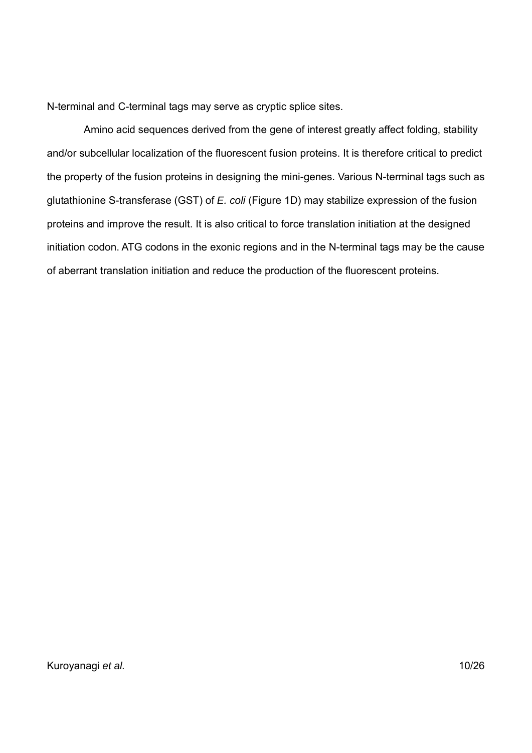N-terminal and C-terminal tags may serve as cryptic splice sites.

Amino acid sequences derived from the gene of interest greatly affect folding, stability and/or subcellular localization of the fluorescent fusion proteins. It is therefore critical to predict the property of the fusion proteins in designing the mini-genes. Various N-terminal tags such as glutathionine S-transferase (GST) of *E. coli* (Figure 1D) may stabilize expression of the fusion proteins and improve the result. It is also critical to force translation initiation at the designed initiation codon. ATG codons in the exonic regions and in the N-terminal tags may be the cause of aberrant translation initiation and reduce the production of the fluorescent proteins.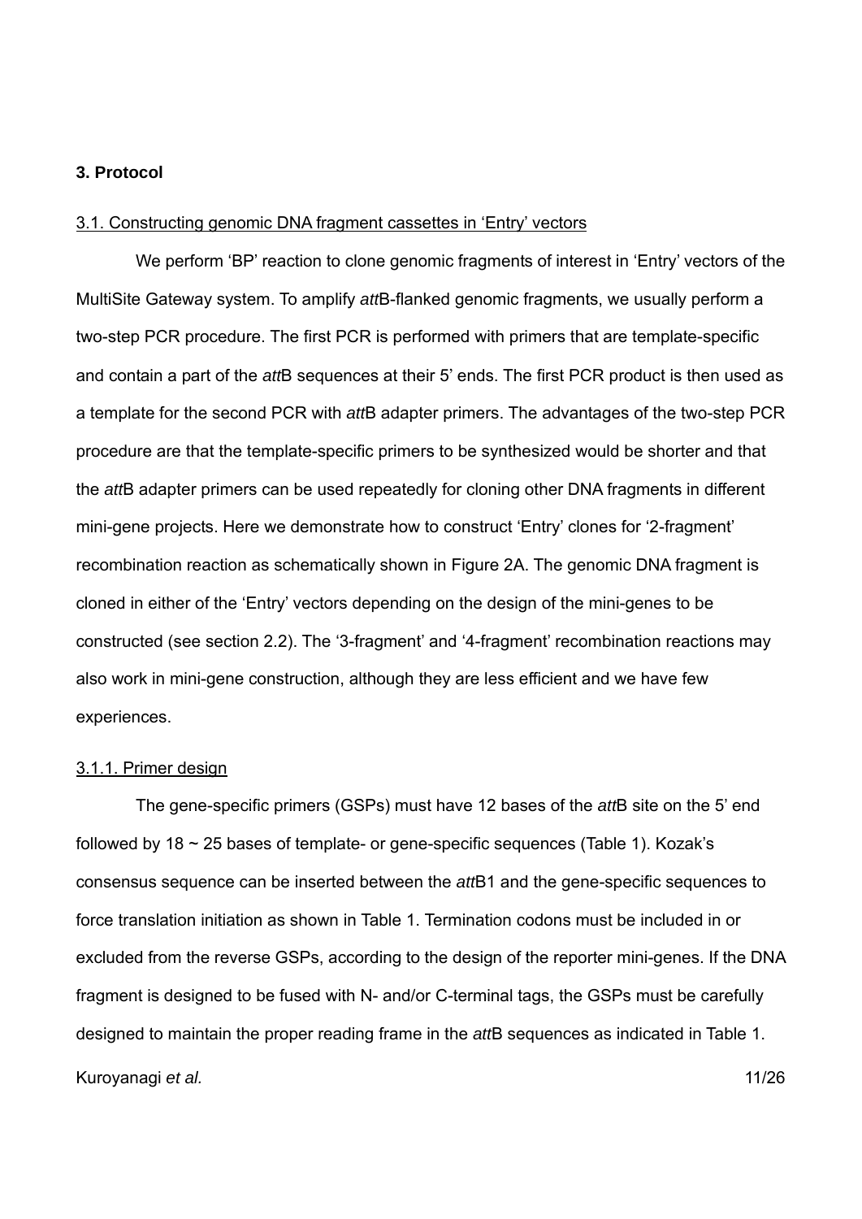## 3. Protocol

### 3.1. Constructing genomic DNA fragment cassettes in 'Entry' vectors

We perform 'BP' reaction to clone genomic fragments of interest in 'Entry' vectors of the MultiSite Gateway system. To amplify *att*B-flanked genomic fragments, we usually perform a two-step PCR procedure. The first PCR is performed with primers that are template-specific and contain a part of the *att*B sequences at their 5' ends. The first PCR product is then used as a template for the second PCR with *att*B adapter primers. The advantages of the two-step PCR procedure are that the template-specific primers to be synthesized would be shorter and that the *att*B adapter primers can be used repeatedly for cloning other DNA fragments in different mini-gene projects. Here we demonstrate how to construct 'Entry' clones for '2-fragment' recombination reaction as schematically shown in Figure 2A. The genomic DNA fragment is cloned in either of the 'Entry' vectors depending on the design of the mini-genes to be constructed (see section 2.2). The '3-fragment' and '4-fragment' recombination reactions may also work in mini-gene construction, although they are less efficient and we have few experiences.

#### 3.1.1. Primer design

The gene-specific primers (GSPs) must have 12 bases of the *att*B site on the 5' end followed by 18 ~ 25 bases of template- or gene-specific sequences (Table 1). Kozak's consensus sequence can be inserted between the *att*B1 and the gene-specific sequences to force translation initiation as shown in Table 1. Termination codons must be included in or excluded from the reverse GSPs, according to the design of the reporter mini-genes. If the DNA fragment is designed to be fused with N- and/or C-terminal tags, the GSPs must be carefully designed to maintain the proper reading frame in the *att*B sequences as indicated in Table 1.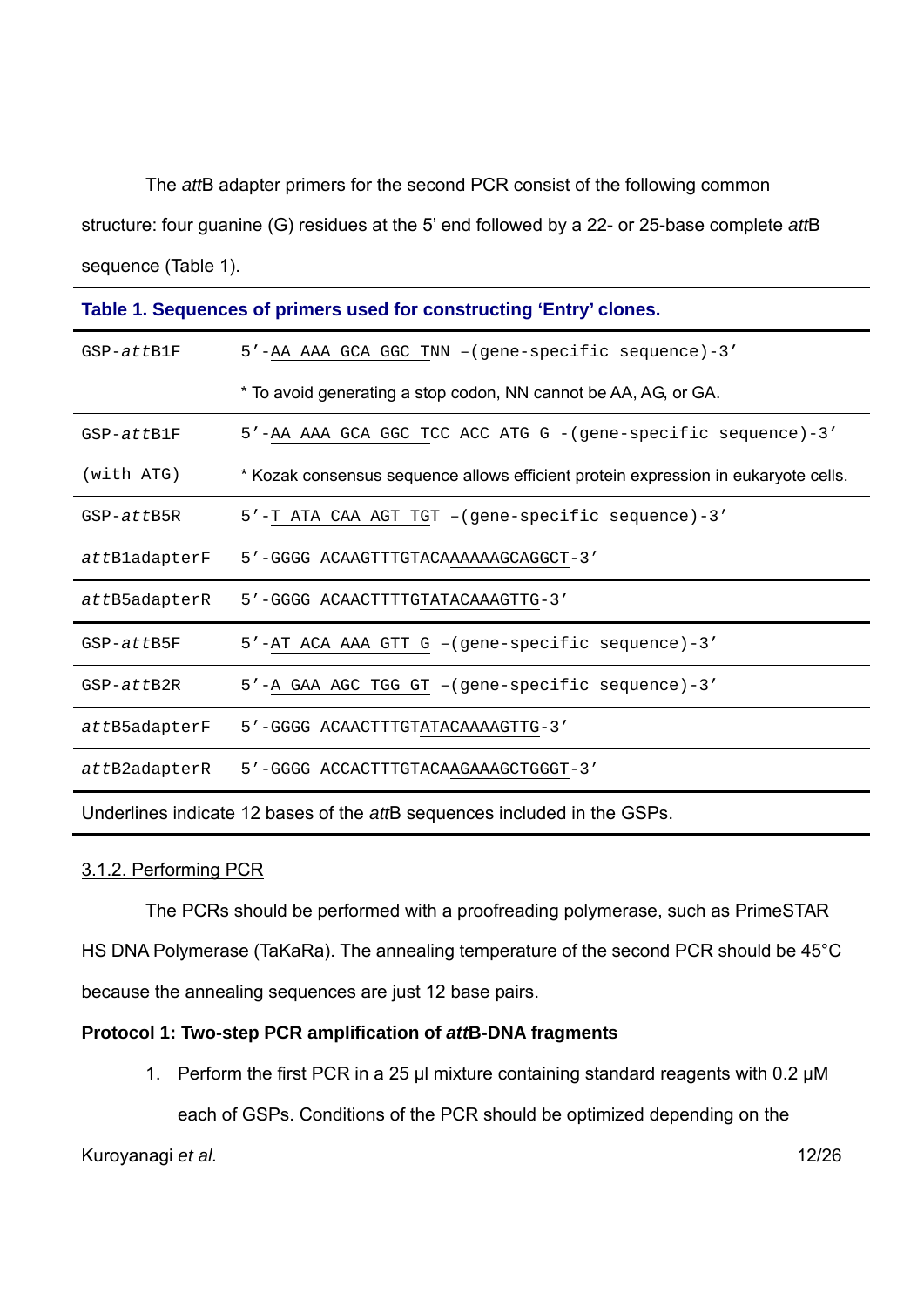The *att*B adapter primers for the second PCR consist of the following common structure: four guanine (G) residues at the 5' end followed by a 22- or 25-base complete *att*B sequence (Table 1).

**Table 1. Sequences of primers used for constructing 'Entry' clones.**

| Primer | Sequence |
|---|---|
| GSP-*att*B1F | 5'-<u>AA AAA GCA GGC T</u>NN –(gene-specific sequence)-3' |
| | * To avoid generating a stop codon, NN cannot be AA, AG, or GA. |
| GSP-*att*B1F (with ATG) | 5'-<u>AA AAA GCA GGC T</u>CC ACC ATG G -(gene-specific sequence)-3' |
| | * Kozak consensus sequence allows efficient protein expression in eukaryote cells. |
| GSP-*att*B5R | 5'-<u>T ATA CAA AGT TGT</u> –(gene-specific sequence)-3' |
| *att*B1adapterF | 5'-GGGG ACAAGTTTGTACA<u>AAAAAGCAGGCT</u>-3' |
| *att*B5adapterR | 5'-GGGG ACAACTTTTG<u>TATACAAAGTTG</u>-3' |
| GSP-*att*B5F | 5'-<u>AT ACA AAA GTT G</u> –(gene-specific sequence)-3' |
| GSP-*att*B2R | 5'-<u>A GAA AGC TGG GT</u> –(gene-specific sequence)-3' |
| *att*B5adapterF | 5'-GGGG ACAACTTTGT<u>ATACAAAAGTTG</u>-3' |
| *att*B2adapterR | 5'-GGGG ACCACTTTGTACA<u>AGAAAGCTGGGT</u>-3' |

Underlines indicate 12 bases of the *att*B sequences included in the GSPs.

3.1.2. Performing PCR

The PCRs should be performed with a proofreading polymerase, such as PrimeSTAR HS DNA Polymerase (TaKaRa). The annealing temperature of the second PCR should be 45°C because the annealing sequences are just 12 base pairs.

**Protocol 1: Two-step PCR amplification of *att*B-DNA fragments**

1. Perform the first PCR in a 25 μl mixture containing standard reagents with 0.2 μM each of GSPs. Conditions of the PCR should be optimized depending on the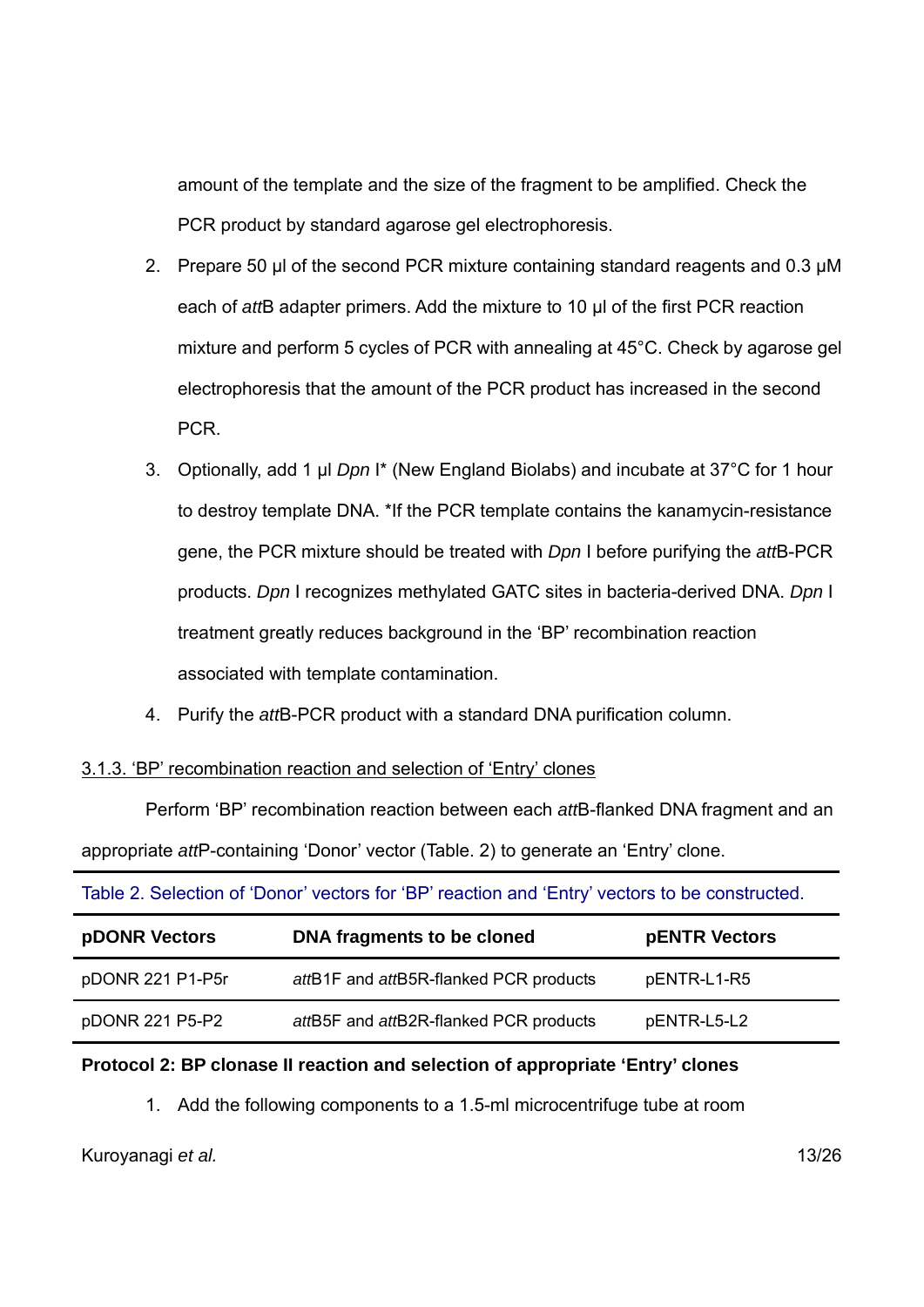amount of the template and the size of the fragment to be amplified. Check the PCR product by standard agarose gel electrophoresis.

2. Prepare 50 μl of the second PCR mixture containing standard reagents and 0.3 μM each of *att*B adapter primers. Add the mixture to 10 μl of the first PCR reaction mixture and perform 5 cycles of PCR with annealing at 45°C. Check by agarose gel electrophoresis that the amount of the PCR product has increased in the second PCR.
3. Optionally, add 1 μl *Dpn* I* (New England Biolabs) and incubate at 37°C for 1 hour to destroy template DNA. *If the PCR template contains the kanamycin-resistance gene, the PCR mixture should be treated with *Dpn* I before purifying the *att*B-PCR products. *Dpn* I recognizes methylated GATC sites in bacteria-derived DNA. *Dpn* I treatment greatly reduces background in the 'BP' recombination reaction associated with template contamination.
4. Purify the *att*B-PCR product with a standard DNA purification column.

### 3.1.3. 'BP' recombination reaction and selection of 'Entry' clones

Perform 'BP' recombination reaction between each *att*B-flanked DNA fragment and an appropriate *att*P-containing 'Donor' vector (Table. 2) to generate an 'Entry' clone.

Table 2. Selection of 'Donor' vectors for 'BP' reaction and 'Entry' vectors to be constructed.

| pDONR Vectors | DNA fragments to be cloned | pENTR Vectors |
|---|---|---|
| pDONR 221 P1-P5r | *att*B1F and *att*B5R-flanked PCR products | pENTR-L1-R5 |
| pDONR 221 P5-P2 | *att*B5F and *att*B2R-flanked PCR products | pENTR-L5-L2 |

**Protocol 2: BP clonase II reaction and selection of appropriate 'Entry' clones**

1. Add the following components to a 1.5-ml microcentrifuge tube at room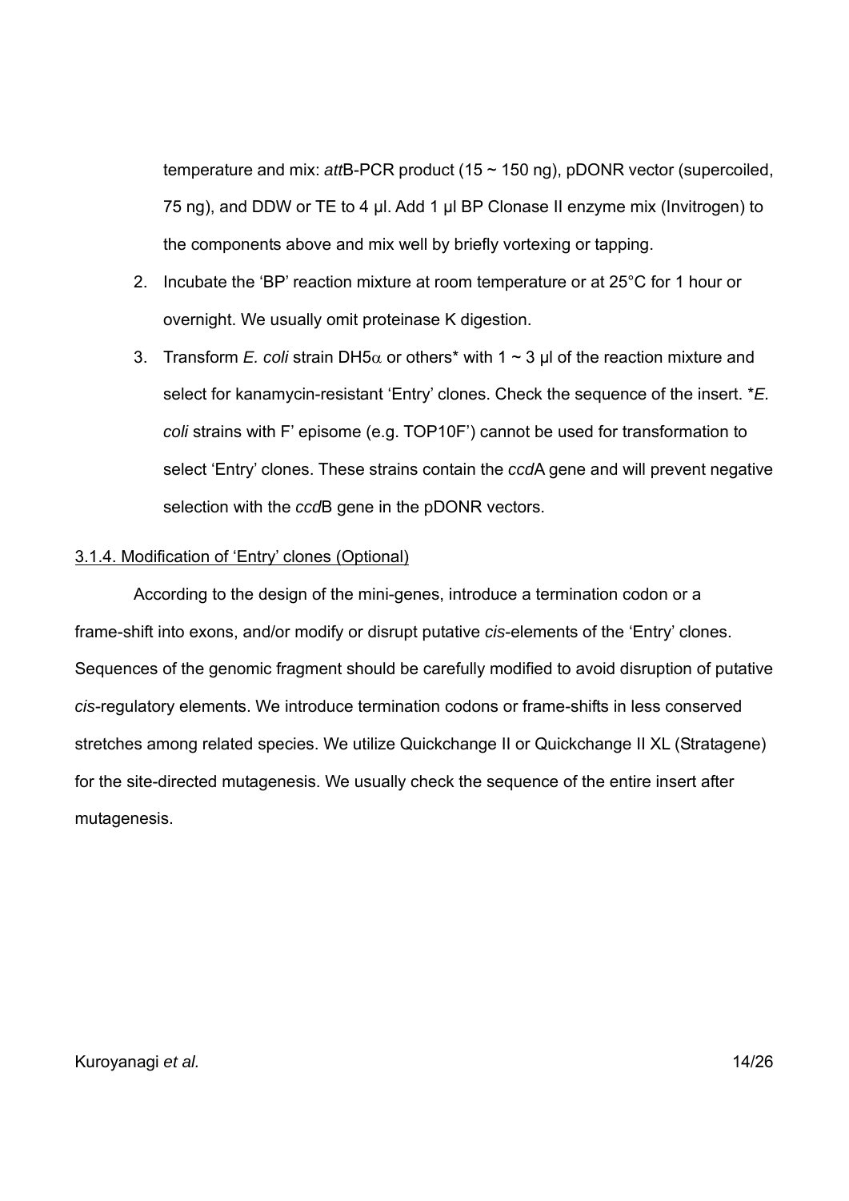temperature and mix: *att*B-PCR product (15 ~ 150 ng), pDONR vector (supercoiled, 75 ng), and DDW or TE to 4 µl. Add 1 µl BP Clonase II enzyme mix (Invitrogen) to the components above and mix well by briefly vortexing or tapping.

2. Incubate the 'BP' reaction mixture at room temperature or at 25°C for 1 hour or overnight. We usually omit proteinase K digestion.
3. Transform *E. coli* strain DH5$\alpha$ or others* with 1 ~ 3 µl of the reaction mixture and select for kanamycin-resistant 'Entry' clones. Check the sequence of the insert. **E. coli* strains with F' episome (e.g. TOP10F') cannot be used for transformation to select 'Entry' clones. These strains contain the *ccd*A gene and will prevent negative selection with the *ccd*B gene in the pDONR vectors.

3.1.4. Modification of 'Entry' clones (Optional)

According to the design of the mini-genes, introduce a termination codon or a frame-shift into exons, and/or modify or disrupt putative *cis*-elements of the 'Entry' clones. Sequences of the genomic fragment should be carefully modified to avoid disruption of putative *cis*-regulatory elements. We introduce termination codons or frame-shifts in less conserved stretches among related species. We utilize Quickchange II or Quickchange II XL (Stratagene) for the site-directed mutagenesis. We usually check the sequence of the entire insert after mutagenesis.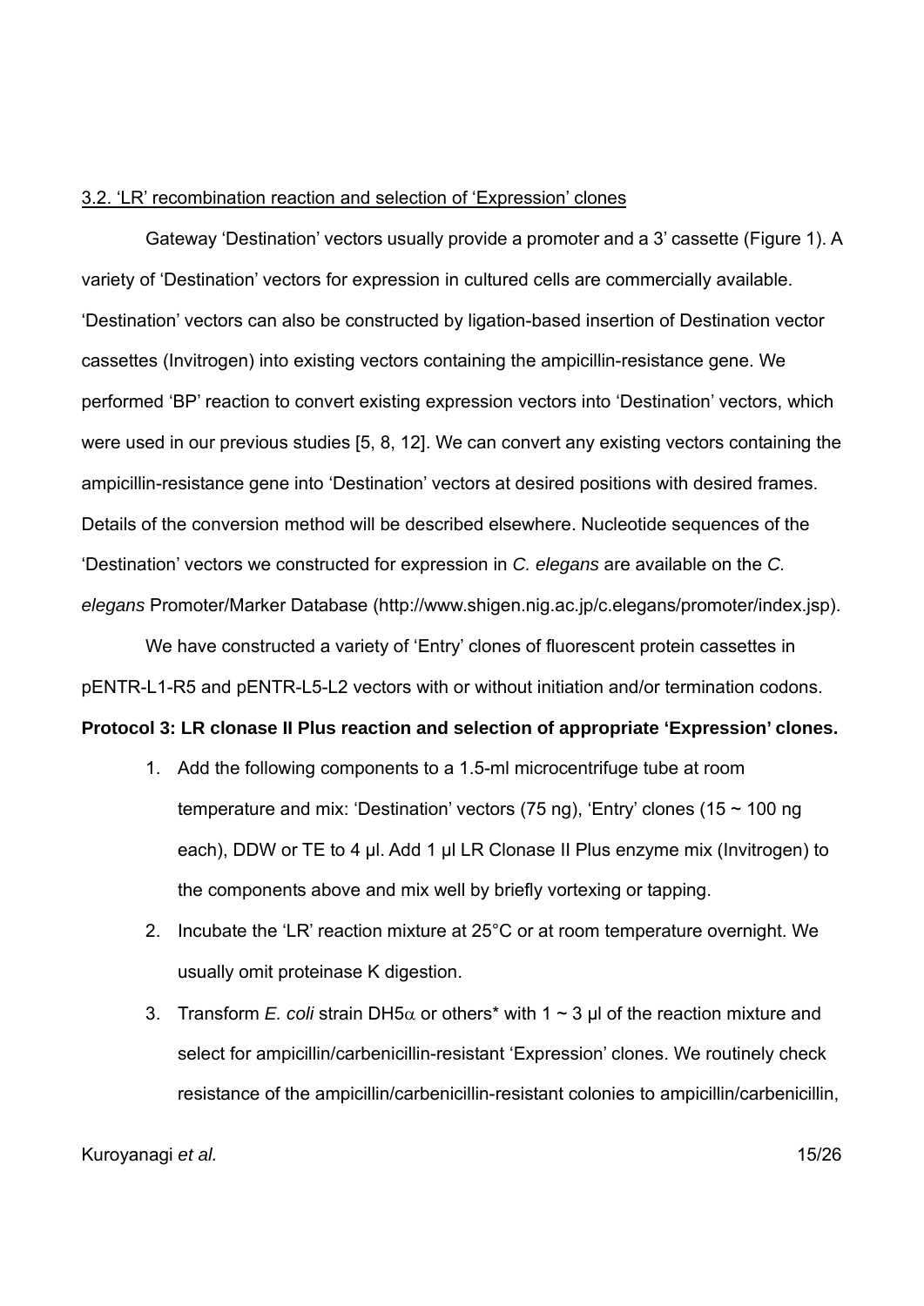## 3.2. 'LR' recombination reaction and selection of 'Expression' clones

Gateway 'Destination' vectors usually provide a promoter and a 3' cassette (Figure 1). A variety of 'Destination' vectors for expression in cultured cells are commercially available. 'Destination' vectors can also be constructed by ligation-based insertion of Destination vector cassettes (Invitrogen) into existing vectors containing the ampicillin-resistance gene. We performed 'BP' reaction to convert existing expression vectors into 'Destination' vectors, which were used in our previous studies [5, 8, 12]. We can convert any existing vectors containing the ampicillin-resistance gene into 'Destination' vectors at desired positions with desired frames. Details of the conversion method will be described elsewhere. Nucleotide sequences of the 'Destination' vectors we constructed for expression in *C. elegans* are available on the *C. elegans* Promoter/Marker Database (http://www.shigen.nig.ac.jp/c.elegans/promoter/index.jsp).

We have constructed a variety of 'Entry' clones of fluorescent protein cassettes in pENTR-L1-R5 and pENTR-L5-L2 vectors with or without initiation and/or termination codons.

**Protocol 3: LR clonase II Plus reaction and selection of appropriate 'Expression' clones.**

1. Add the following components to a 1.5-ml microcentrifuge tube at room temperature and mix: 'Destination' vectors (75 ng), 'Entry' clones (15 ~ 100 ng each), DDW or TE to 4 µl. Add 1 µl LR Clonase II Plus enzyme mix (Invitrogen) to the components above and mix well by briefly vortexing or tapping.
2. Incubate the 'LR' reaction mixture at 25°C or at room temperature overnight. We usually omit proteinase K digestion.
3. Transform *E. coli* strain DH5$\alpha$ or others* with 1 ~ 3 µl of the reaction mixture and select for ampicillin/carbenicillin-resistant 'Expression' clones. We routinely check resistance of the ampicillin/carbenicillin-resistant colonies to ampicillin/carbenicillin,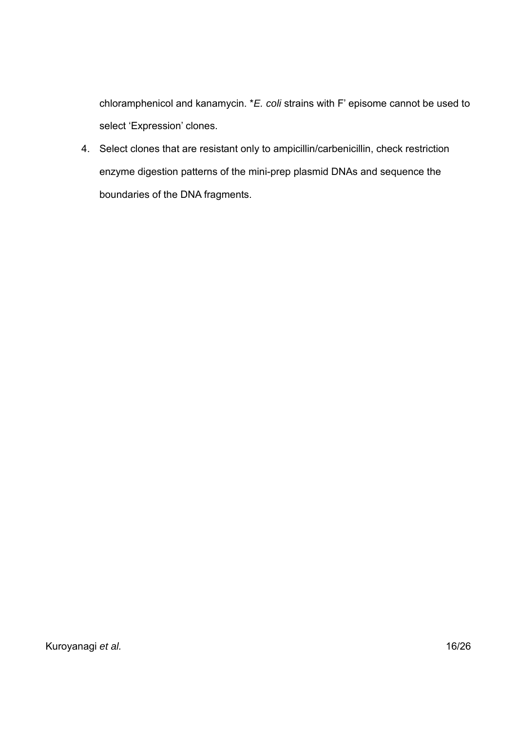chloramphenicol and kanamycin. **E. coli* strains with F' episome cannot be used to select 'Expression' clones.

4. Select clones that are resistant only to ampicillin/carbenicillin, check restriction enzyme digestion patterns of the mini-prep plasmid DNAs and sequence the boundaries of the DNA fragments.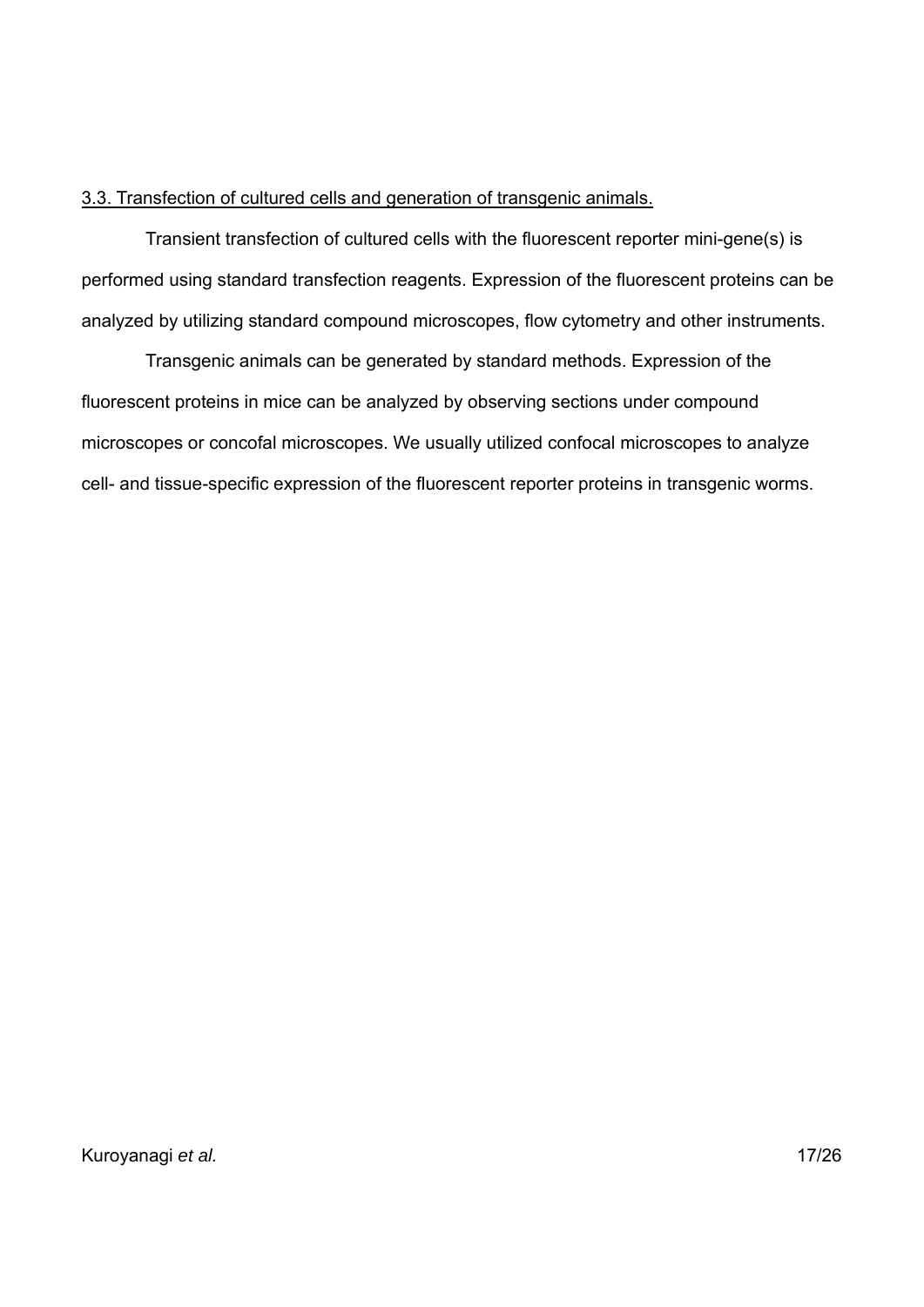### 3.3. Transfection of cultured cells and generation of transgenic animals.

Transient transfection of cultured cells with the fluorescent reporter mini-gene(s) is performed using standard transfection reagents. Expression of the fluorescent proteins can be analyzed by utilizing standard compound microscopes, flow cytometry and other instruments.

Transgenic animals can be generated by standard methods. Expression of the fluorescent proteins in mice can be analyzed by observing sections under compound microscopes or concofal microscopes. We usually utilized confocal microscopes to analyze cell- and tissue-specific expression of the fluorescent reporter proteins in transgenic worms.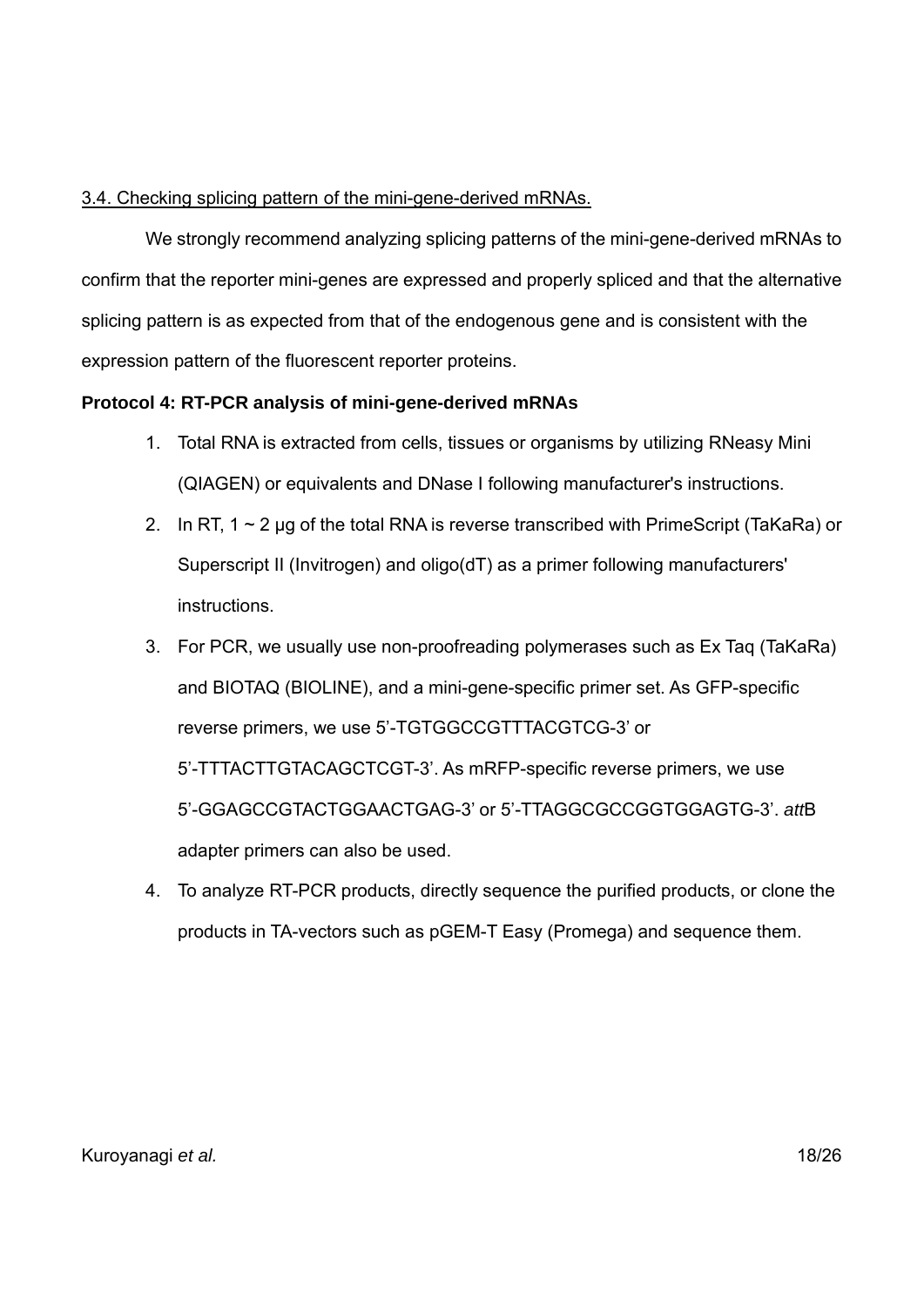### 3.4. Checking splicing pattern of the mini-gene-derived mRNAs.

We strongly recommend analyzing splicing patterns of the mini-gene-derived mRNAs to confirm that the reporter mini-genes are expressed and properly spliced and that the alternative splicing pattern is as expected from that of the endogenous gene and is consistent with the expression pattern of the fluorescent reporter proteins.

**Protocol 4: RT-PCR analysis of mini-gene-derived mRNAs**

1. Total RNA is extracted from cells, tissues or organisms by utilizing RNeasy Mini (QIAGEN) or equivalents and DNase I following manufacturer's instructions.
2. In RT, 1 ~ 2 μg of the total RNA is reverse transcribed with PrimeScript (TaKaRa) or Superscript II (Invitrogen) and oligo(dT) as a primer following manufacturers' instructions.
3. For PCR, we usually use non-proofreading polymerases such as Ex Taq (TaKaRa) and BIOTAQ (BIOLINE), and a mini-gene-specific primer set. As GFP-specific reverse primers, we use 5'-TGTGGCCGTTTACGTCG-3' or 5'-TTTACTTGTACAGCTCGT-3'. As mRFP-specific reverse primers, we use 5'-GGAGCCGTACTGGAACTGAG-3' or 5'-TTAGGCGCCGGTGGAGTG-3'. *att*B adapter primers can also be used.
4. To analyze RT-PCR products, directly sequence the purified products, or clone the products in TA-vectors such as pGEM-T Easy (Promega) and sequence them.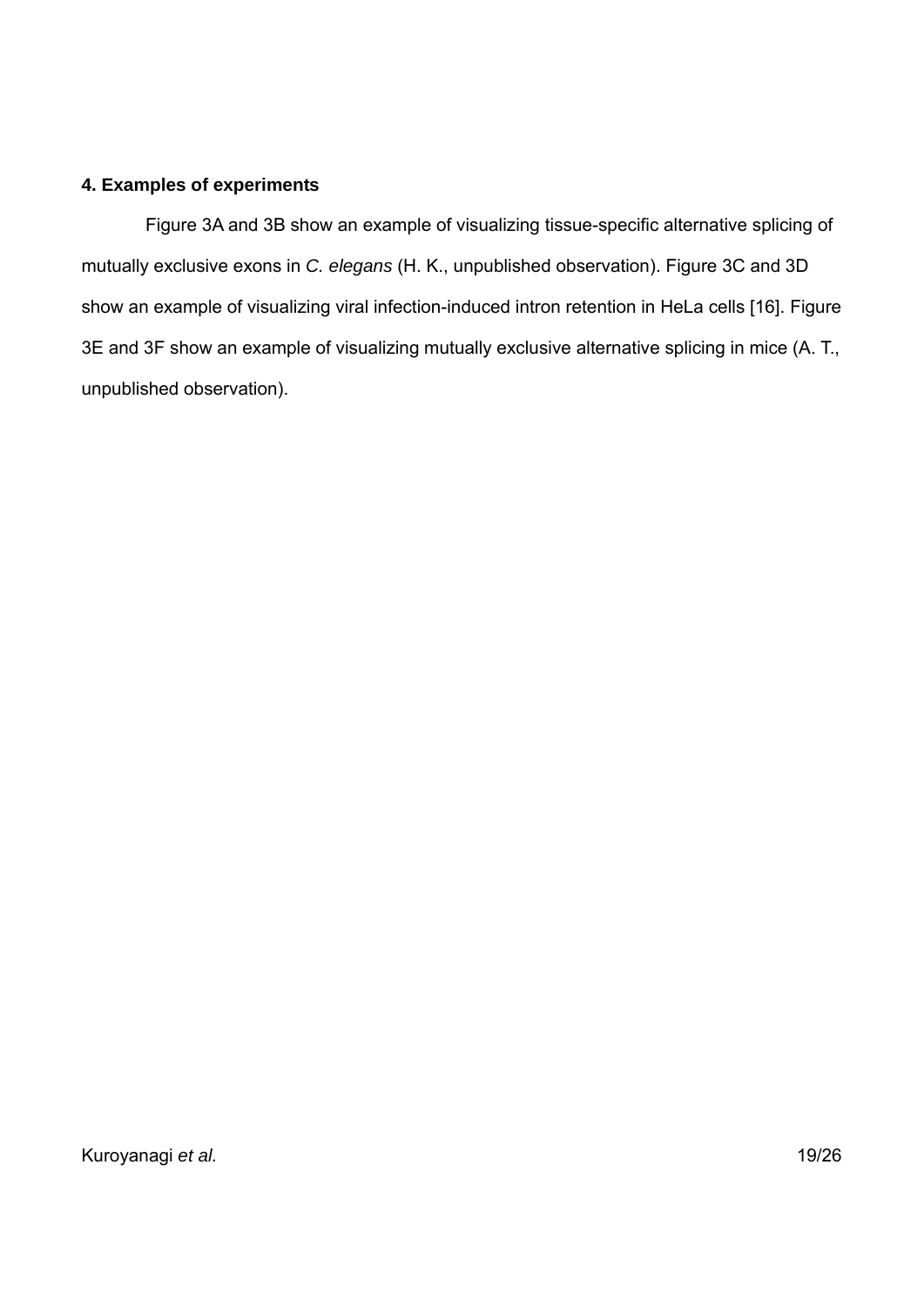## 4. Examples of experiments

Figure 3A and 3B show an example of visualizing tissue-specific alternative splicing of mutually exclusive exons in *C. elegans* (H. K., unpublished observation). Figure 3C and 3D show an example of visualizing viral infection-induced intron retention in HeLa cells [16]. Figure 3E and 3F show an example of visualizing mutually exclusive alternative splicing in mice (A. T., unpublished observation).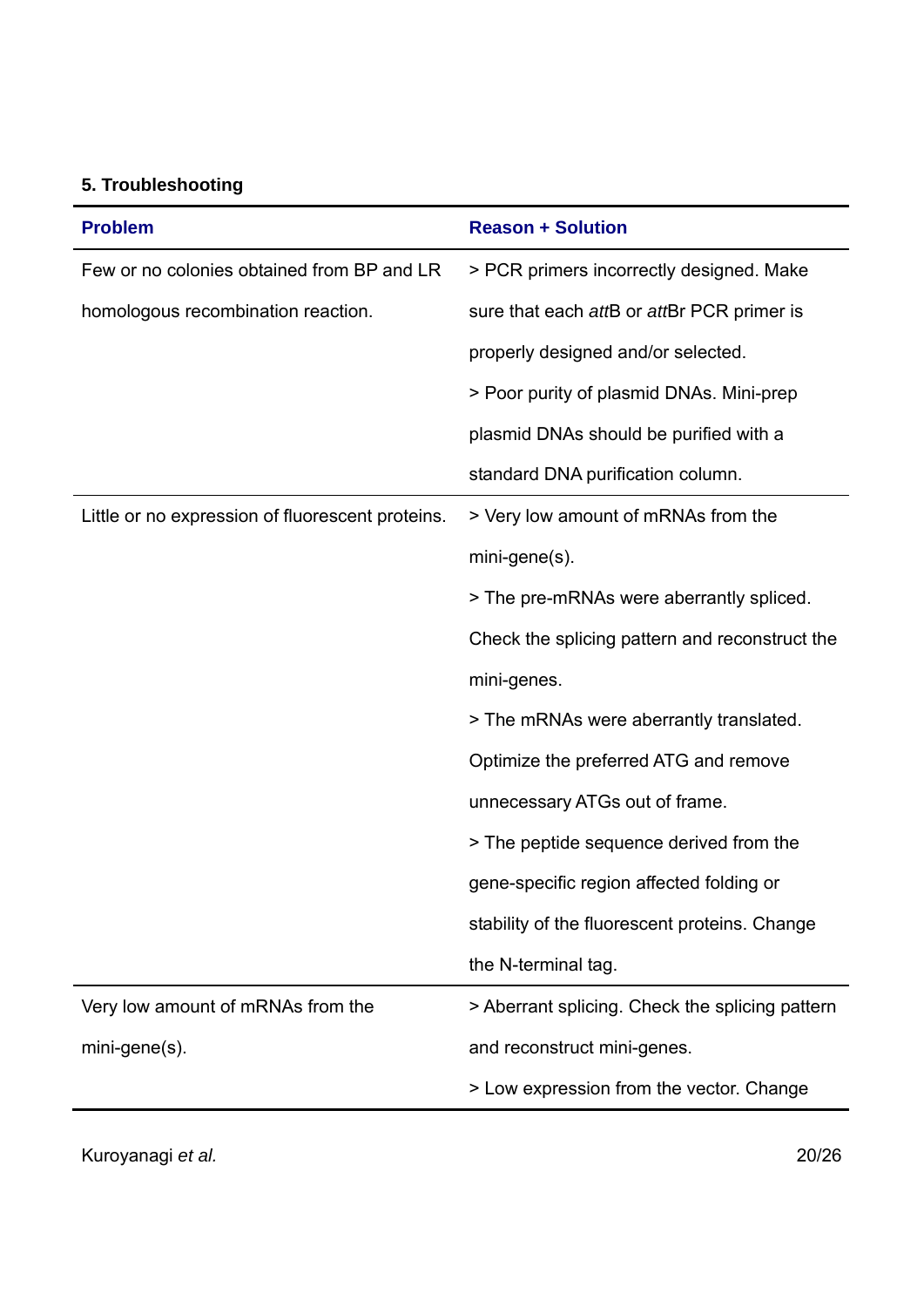### 5. Troubleshooting

| Problem | Reason + Solution |
|---|---|
| Few or no colonies obtained from BP and LR homologous recombination reaction. | > PCR primers incorrectly designed. Make sure that each *att*B or *att*Br PCR primer is properly designed and/or selected.<br>> Poor purity of plasmid DNAs. Mini-prep plasmid DNAs should be purified with a standard DNA purification column. |
| Little or no expression of fluorescent proteins. | > Very low amount of mRNAs from the mini-gene(s).<br>> The pre-mRNAs were aberrantly spliced. Check the splicing pattern and reconstruct the mini-genes.<br>> The mRNAs were aberrantly translated. Optimize the preferred ATG and remove unnecessary ATGs out of frame.<br>> The peptide sequence derived from the gene-specific region affected folding or stability of the fluorescent proteins. Change the N-terminal tag. |
| Very low amount of mRNAs from the mini-gene(s). | > Aberrant splicing. Check the splicing pattern and reconstruct mini-genes.<br>> Low expression from the vector. Change |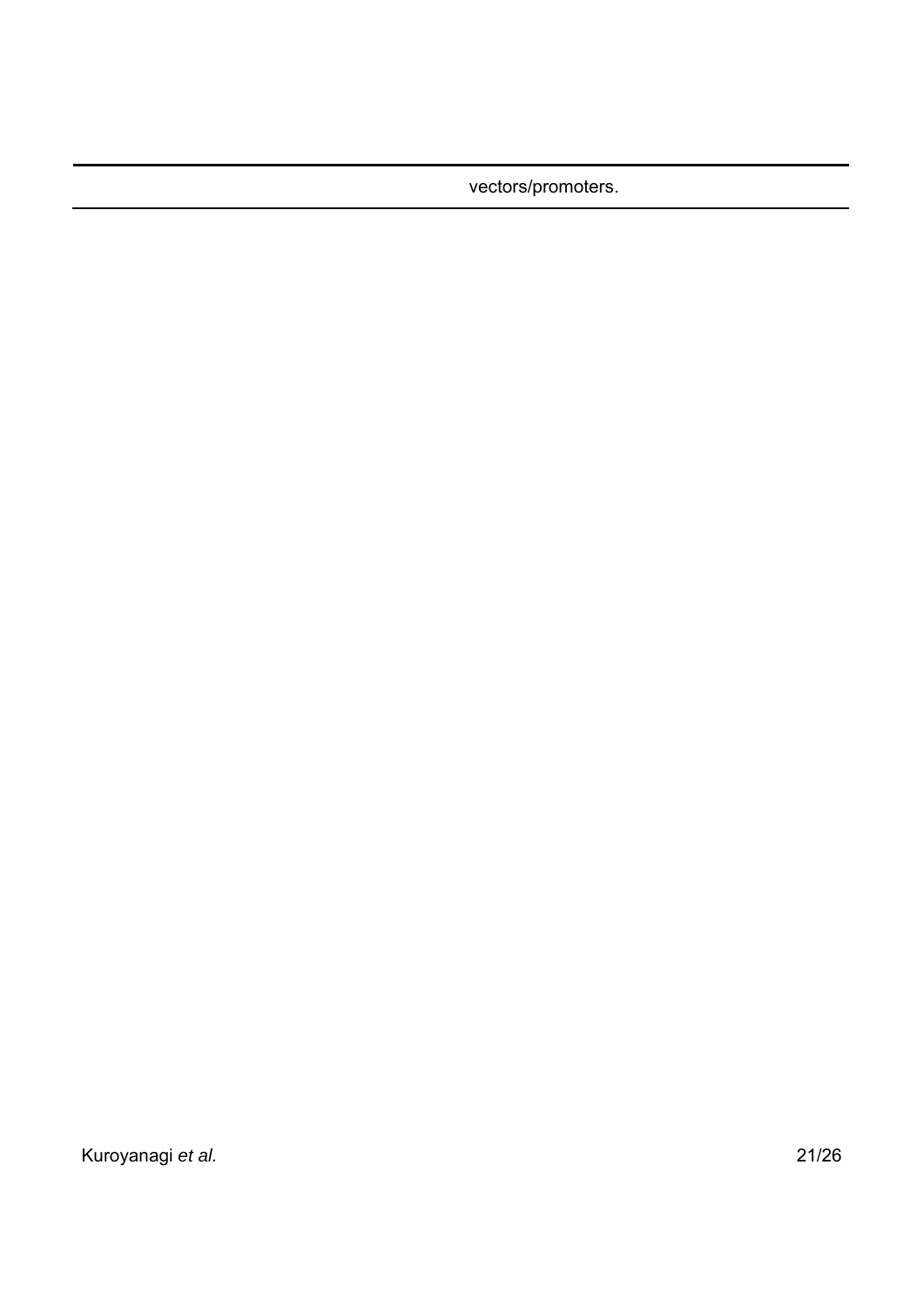| | |
|---|---|
| | vectors/promoters. |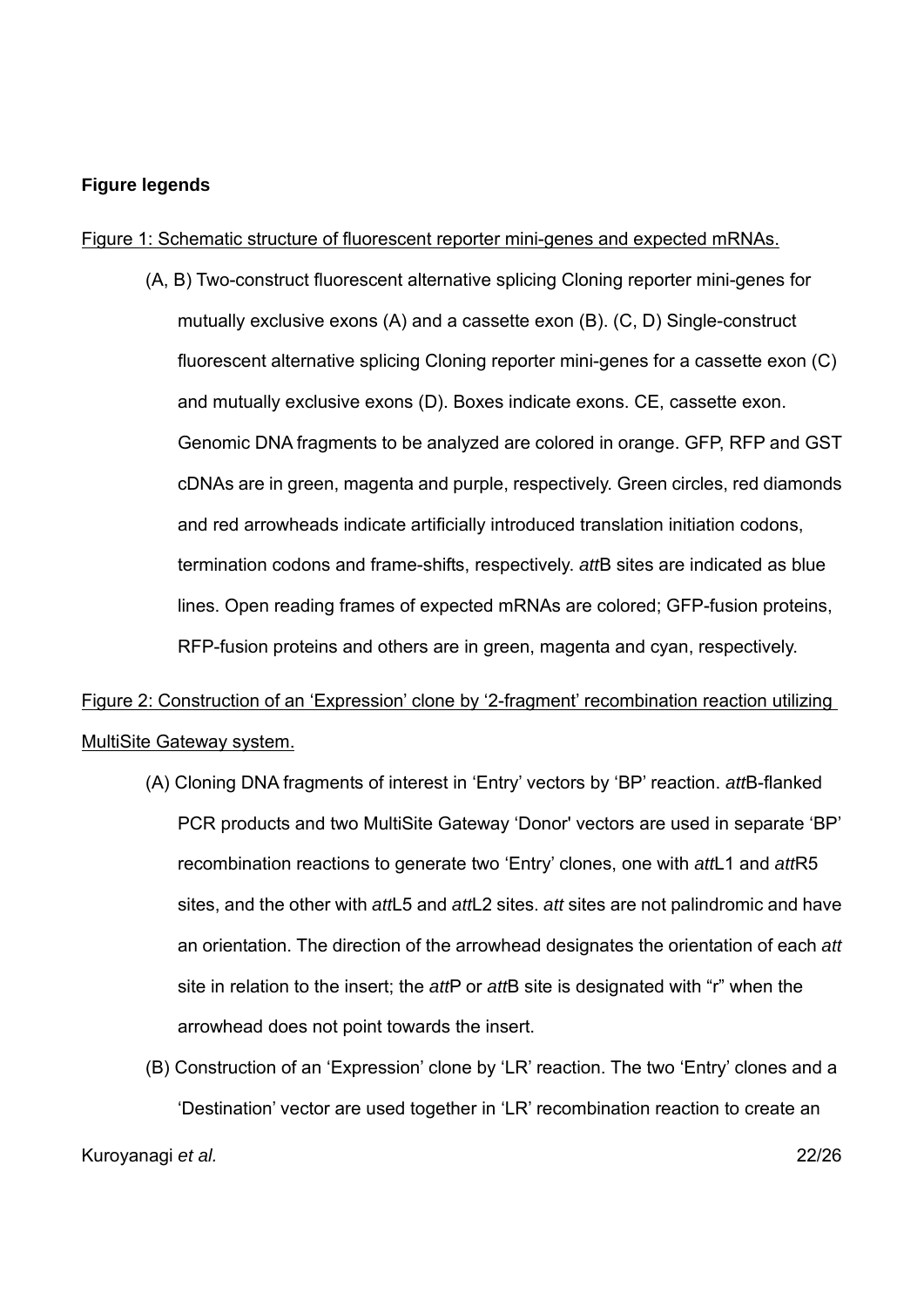**Figure legends**

Figure 1: Schematic structure of fluorescent reporter mini-genes and expected mRNAs.

(A, B) Two-construct fluorescent alternative splicing Cloning reporter mini-genes for mutually exclusive exons (A) and a cassette exon (B). (C, D) Single-construct fluorescent alternative splicing Cloning reporter mini-genes for a cassette exon (C) and mutually exclusive exons (D). Boxes indicate exons. CE, cassette exon. Genomic DNA fragments to be analyzed are colored in orange. GFP, RFP and GST cDNAs are in green, magenta and purple, respectively. Green circles, red diamonds and red arrowheads indicate artificially introduced translation initiation codons, termination codons and frame-shifts, respectively. *att*B sites are indicated as blue lines. Open reading frames of expected mRNAs are colored; GFP-fusion proteins, RFP-fusion proteins and others are in green, magenta and cyan, respectively.

Figure 2: Construction of an 'Expression' clone by '2-fragment' recombination reaction utilizing MultiSite Gateway system.

(A) Cloning DNA fragments of interest in 'Entry' vectors by 'BP' reaction. *att*B-flanked PCR products and two MultiSite Gateway 'Donor' vectors are used in separate 'BP' recombination reactions to generate two 'Entry' clones, one with *att*L1 and *att*R5 sites, and the other with *att*L5 and *att*L2 sites. *att* sites are not palindromic and have an orientation. The direction of the arrowhead designates the orientation of each *att* site in relation to the insert; the *att*P or *att*B site is designated with "r" when the arrowhead does not point towards the insert.

(B) Construction of an 'Expression' clone by 'LR' reaction. The two 'Entry' clones and a 'Destination' vector are used together in 'LR' recombination reaction to create an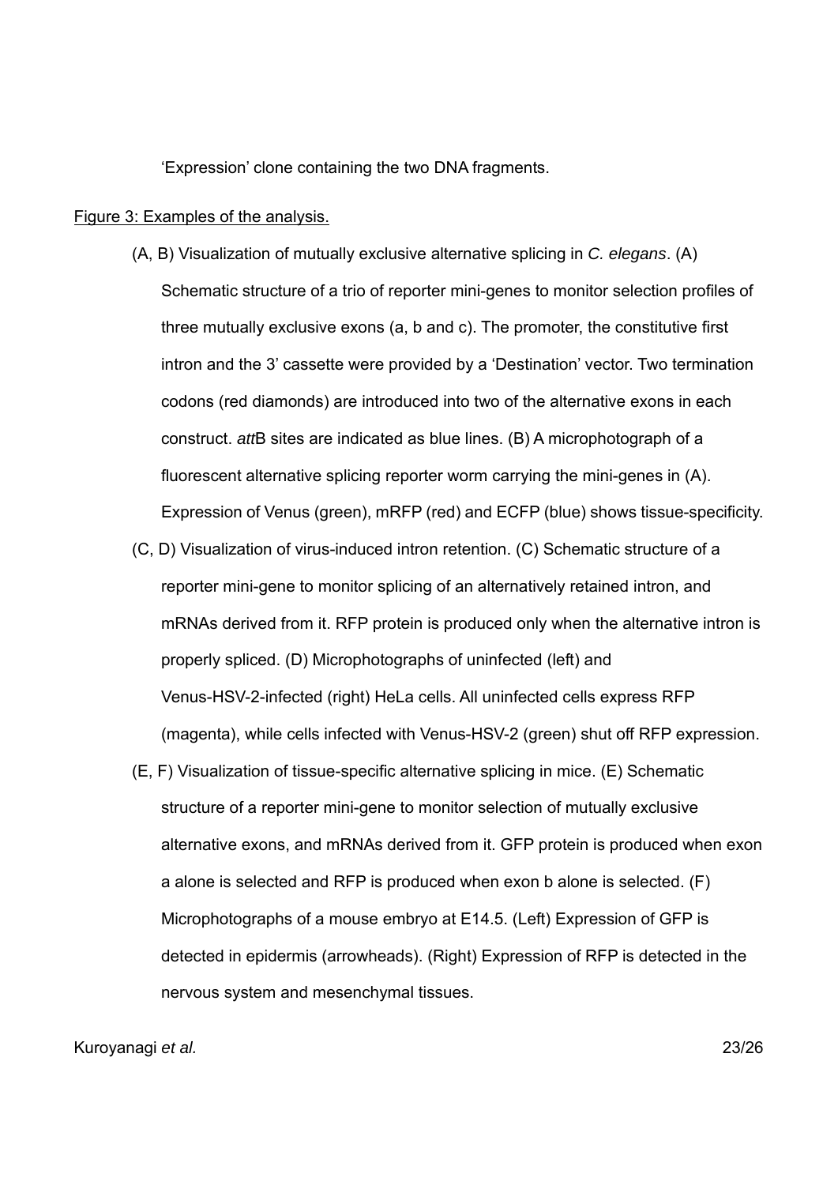'Expression' clone containing the two DNA fragments.

Figure 3: Examples of the analysis.

(A, B) Visualization of mutually exclusive alternative splicing in *C. elegans*. (A) Schematic structure of a trio of reporter mini-genes to monitor selection profiles of three mutually exclusive exons (a, b and c). The promoter, the constitutive first intron and the 3' cassette were provided by a 'Destination' vector. Two termination codons (red diamonds) are introduced into two of the alternative exons in each construct. *att*B sites are indicated as blue lines. (B) A microphotograph of a fluorescent alternative splicing reporter worm carrying the mini-genes in (A). Expression of Venus (green), mRFP (red) and ECFP (blue) shows tissue-specificity.

(C, D) Visualization of virus-induced intron retention. (C) Schematic structure of a reporter mini-gene to monitor splicing of an alternatively retained intron, and mRNAs derived from it. RFP protein is produced only when the alternative intron is properly spliced. (D) Microphotographs of uninfected (left) and Venus-HSV-2-infected (right) HeLa cells. All uninfected cells express RFP (magenta), while cells infected with Venus-HSV-2 (green) shut off RFP expression.

(E, F) Visualization of tissue-specific alternative splicing in mice. (E) Schematic structure of a reporter mini-gene to monitor selection of mutually exclusive alternative exons, and mRNAs derived from it. GFP protein is produced when exon a alone is selected and RFP is produced when exon b alone is selected. (F) Microphotographs of a mouse embryo at E14.5. (Left) Expression of GFP is detected in epidermis (arrowheads). (Right) Expression of RFP is detected in the nervous system and mesenchymal tissues.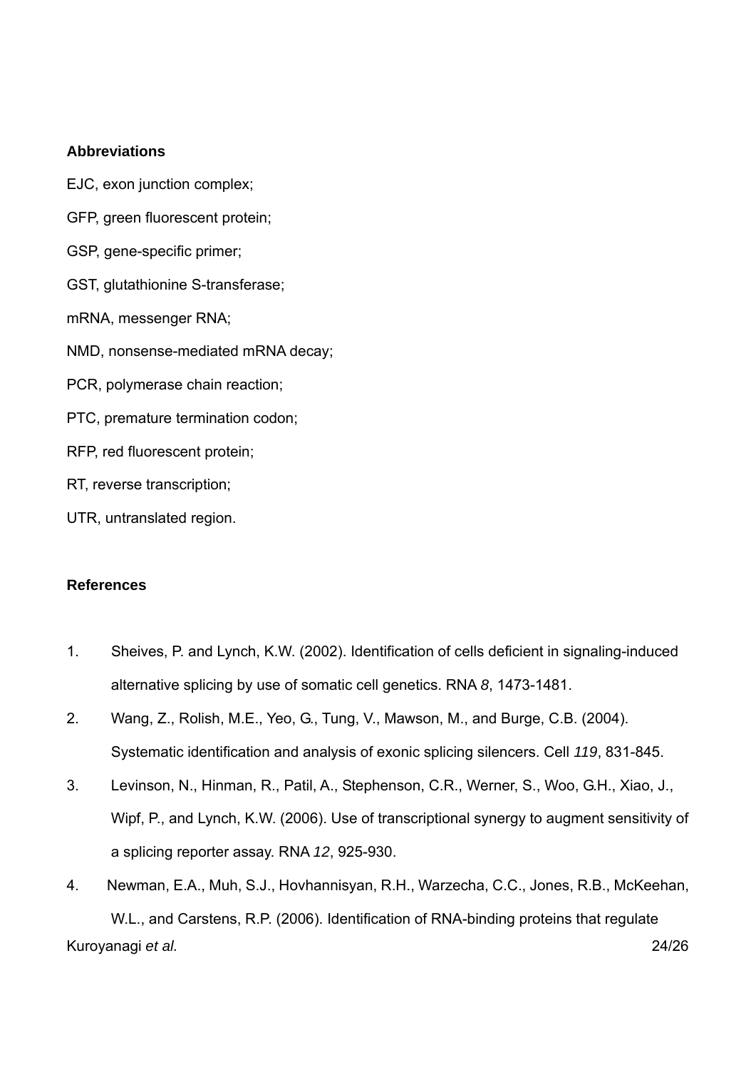## Abbreviations

EJC, exon junction complex;

GFP, green fluorescent protein;

GSP, gene-specific primer;

GST, glutathionine S-transferase;

mRNA, messenger RNA;

NMD, nonsense-mediated mRNA decay;

PCR, polymerase chain reaction;

PTC, premature termination codon;

RFP, red fluorescent protein;

RT, reverse transcription;

UTR, untranslated region.

## References

1. Sheives, P. and Lynch, K.W. (2002). Identification of cells deficient in signaling-induced alternative splicing by use of somatic cell genetics. RNA *8*, 1473-1481.
2. Wang, Z., Rolish, M.E., Yeo, G., Tung, V., Mawson, M., and Burge, C.B. (2004). Systematic identification and analysis of exonic splicing silencers. Cell *119*, 831-845.
3. Levinson, N., Hinman, R., Patil, A., Stephenson, C.R., Werner, S., Woo, G.H., Xiao, J., Wipf, P., and Lynch, K.W. (2006). Use of transcriptional synergy to augment sensitivity of a splicing reporter assay. RNA *12*, 925-930.
4. Newman, E.A., Muh, S.J., Hovhannisyan, R.H., Warzecha, C.C., Jones, R.B., McKeehan, W.L., and Carstens, R.P. (2006). Identification of RNA-binding proteins that regulate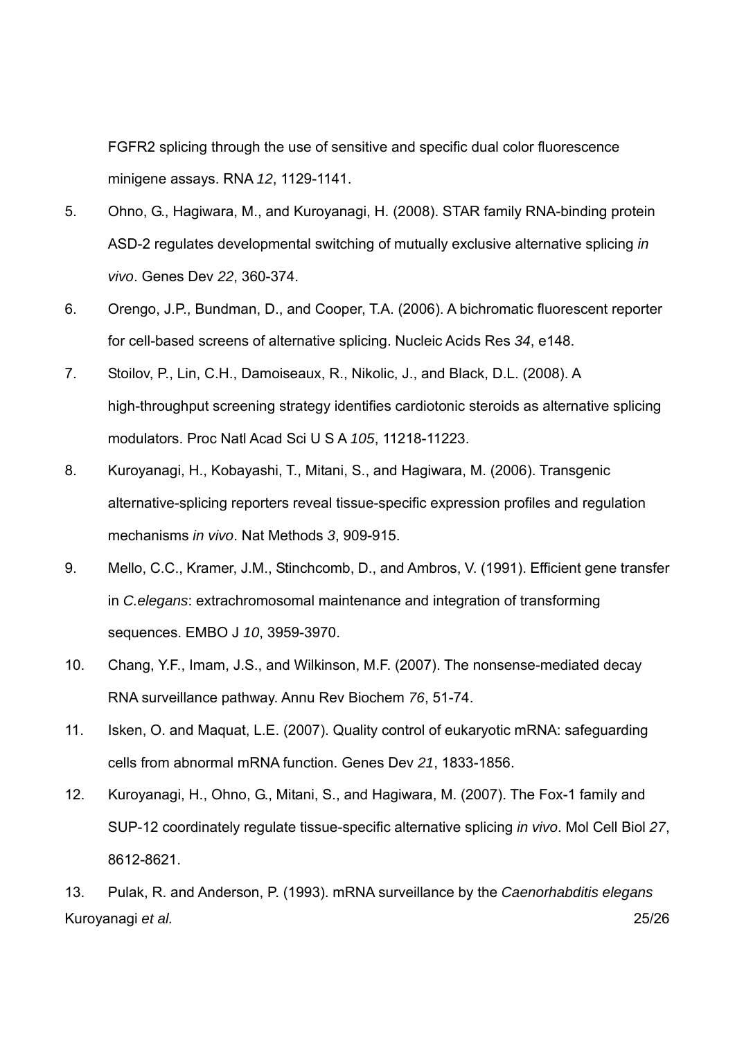FGFR2 splicing through the use of sensitive and specific dual color fluorescence minigene assays. RNA *12*, 1129-1141.

5. Ohno, G., Hagiwara, M., and Kuroyanagi, H. (2008). STAR family RNA-binding protein ASD-2 regulates developmental switching of mutually exclusive alternative splicing *in vivo*. Genes Dev *22*, 360-374.

6. Orengo, J.P., Bundman, D., and Cooper, T.A. (2006). A bichromatic fluorescent reporter for cell-based screens of alternative splicing. Nucleic Acids Res *34*, e148.

7. Stoilov, P., Lin, C.H., Damoiseaux, R., Nikolic, J., and Black, D.L. (2008). A high-throughput screening strategy identifies cardiotonic steroids as alternative splicing modulators. Proc Natl Acad Sci U S A *105*, 11218-11223.

8. Kuroyanagi, H., Kobayashi, T., Mitani, S., and Hagiwara, M. (2006). Transgenic alternative-splicing reporters reveal tissue-specific expression profiles and regulation mechanisms *in vivo*. Nat Methods *3*, 909-915.

9. Mello, C.C., Kramer, J.M., Stinchcomb, D., and Ambros, V. (1991). Efficient gene transfer in *C.elegans*: extrachromosomal maintenance and integration of transforming sequences. EMBO J *10*, 3959-3970.

10. Chang, Y.F., Imam, J.S., and Wilkinson, M.F. (2007). The nonsense-mediated decay RNA surveillance pathway. Annu Rev Biochem *76*, 51-74.

11. Isken, O. and Maquat, L.E. (2007). Quality control of eukaryotic mRNA: safeguarding cells from abnormal mRNA function. Genes Dev *21*, 1833-1856.

12. Kuroyanagi, H., Ohno, G., Mitani, S., and Hagiwara, M. (2007). The Fox-1 family and SUP-12 coordinately regulate tissue-specific alternative splicing *in vivo*. Mol Cell Biol *27*, 8612-8621.

13. Pulak, R. and Anderson, P. (1993). mRNA surveillance by the *Caenorhabditis elegans*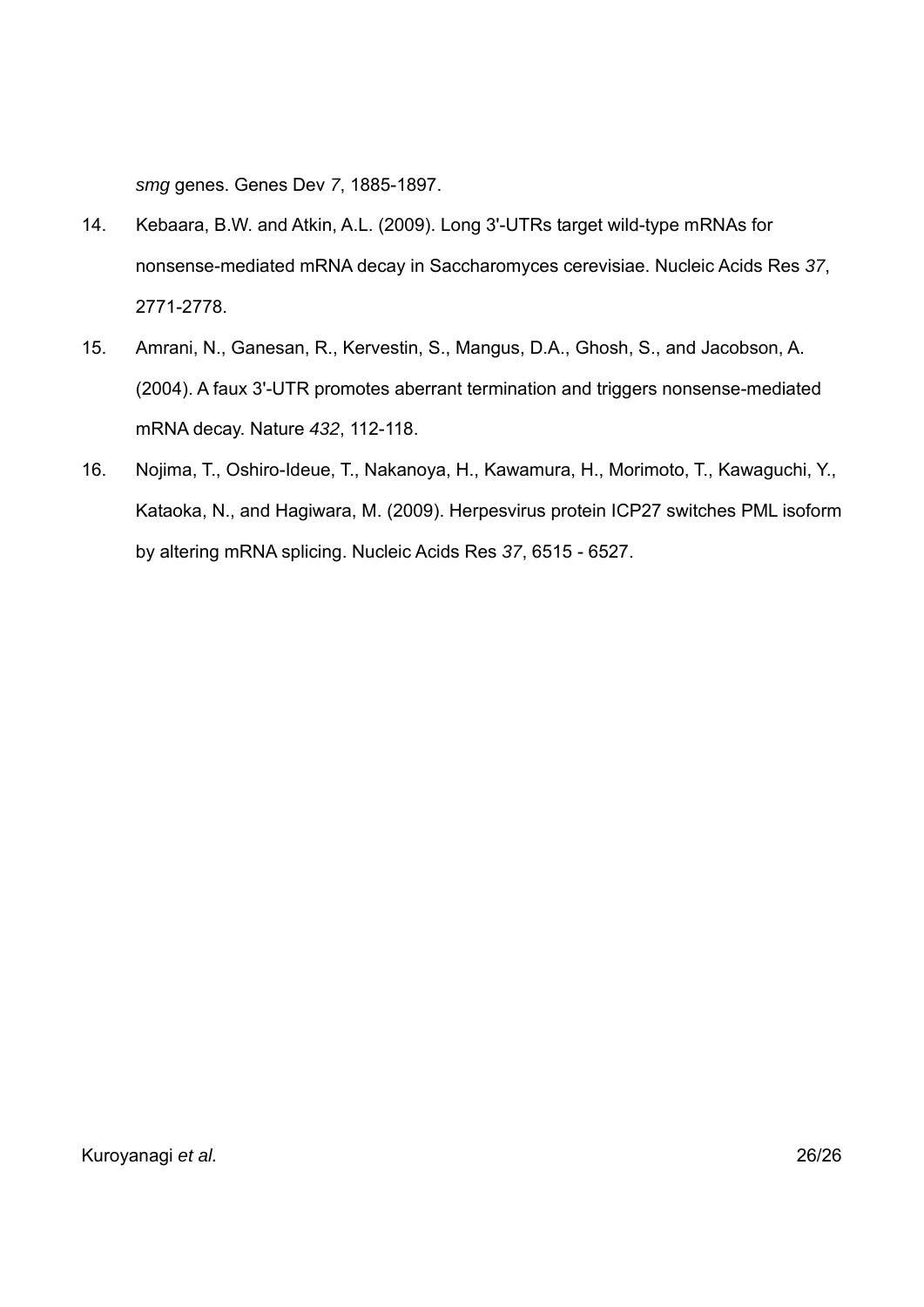*smg* genes. Genes Dev *7*, 1885-1897.

14. Kebaara, B.W. and Atkin, A.L. (2009). Long 3'-UTRs target wild-type mRNAs for nonsense-mediated mRNA decay in Saccharomyces cerevisiae. Nucleic Acids Res *37*, 2771-2778.

15. Amrani, N., Ganesan, R., Kervestin, S., Mangus, D.A., Ghosh, S., and Jacobson, A. (2004). A faux 3'-UTR promotes aberrant termination and triggers nonsense-mediated mRNA decay. Nature *432*, 112-118.

16. Nojima, T., Oshiro-Ideue, T., Nakanoya, H., Kawamura, H., Morimoto, T., Kawaguchi, Y., Kataoka, N., and Hagiwara, M. (2009). Herpesvirus protein ICP27 switches PML isoform by altering mRNA splicing. Nucleic Acids Res *37*, 6515 - 6527.